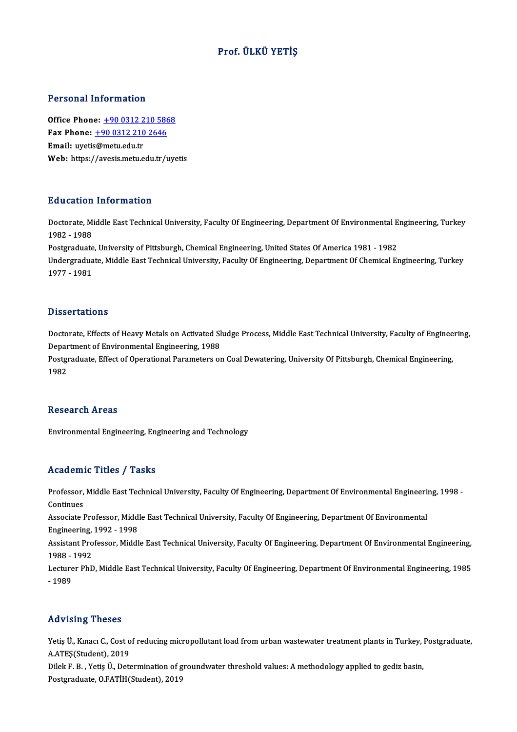# Prof. ÜLKÜ YETİŞ

## Personal Information

**Office Phone:** +90 0312 210 5868
**Fax Phone:** +90 0312 210 2646
**Email:** uyetis@metu.edu.tr
**Web:** https://avesis.metu.edu.tr/uyetis

## Education Information

Doctorate, Middle East Technical University, Faculty Of Engineering, Department Of Environmental Engineering, Turkey 1982 - 1988

Postgraduate, University of Pittsburgh, Chemical Engineering, United States Of America 1981 - 1982

Undergraduate, Middle East Technical University, Faculty Of Engineering, Department Of Chemical Engineering, Turkey 1977 - 1981

## Dissertations

Doctorate, Effects of Heavy Metals on Activated Sludge Process, Middle East Technical University, Faculty of Engineering, Department of Environmental Engineering, 1988

Postgraduate, Effect of Operational Parameters on Coal Dewatering, University Of Pittsburgh, Chemical Engineering, 1982

## Research Areas

Environmental Engineering, Engineering and Technology

## Academic Titles / Tasks

Professor, Middle East Technical University, Faculty Of Engineering, Department Of Environmental Engineering, 1998 - Continues

Associate Professor, Middle East Technical University, Faculty Of Engineering, Department Of Environmental Engineering, 1992 - 1998

Assistant Professor, Middle East Technical University, Faculty Of Engineering, Department Of Environmental Engineering, 1988 - 1992

Lecturer PhD, Middle East Technical University, Faculty Of Engineering, Department Of Environmental Engineering, 1985 - 1989

## Advising Theses

Yetiş Ü., Kınacı C., Cost of reducing micropollutant load from urban wastewater treatment plants in Turkey, Postgraduate, A.ATEŞ(Student), 2019

Dilek F. B. , Yetiş Ü., Determination of groundwater threshold values: A methodology applied to gediz basin, Postgraduate, O.FATİH(Student), 2019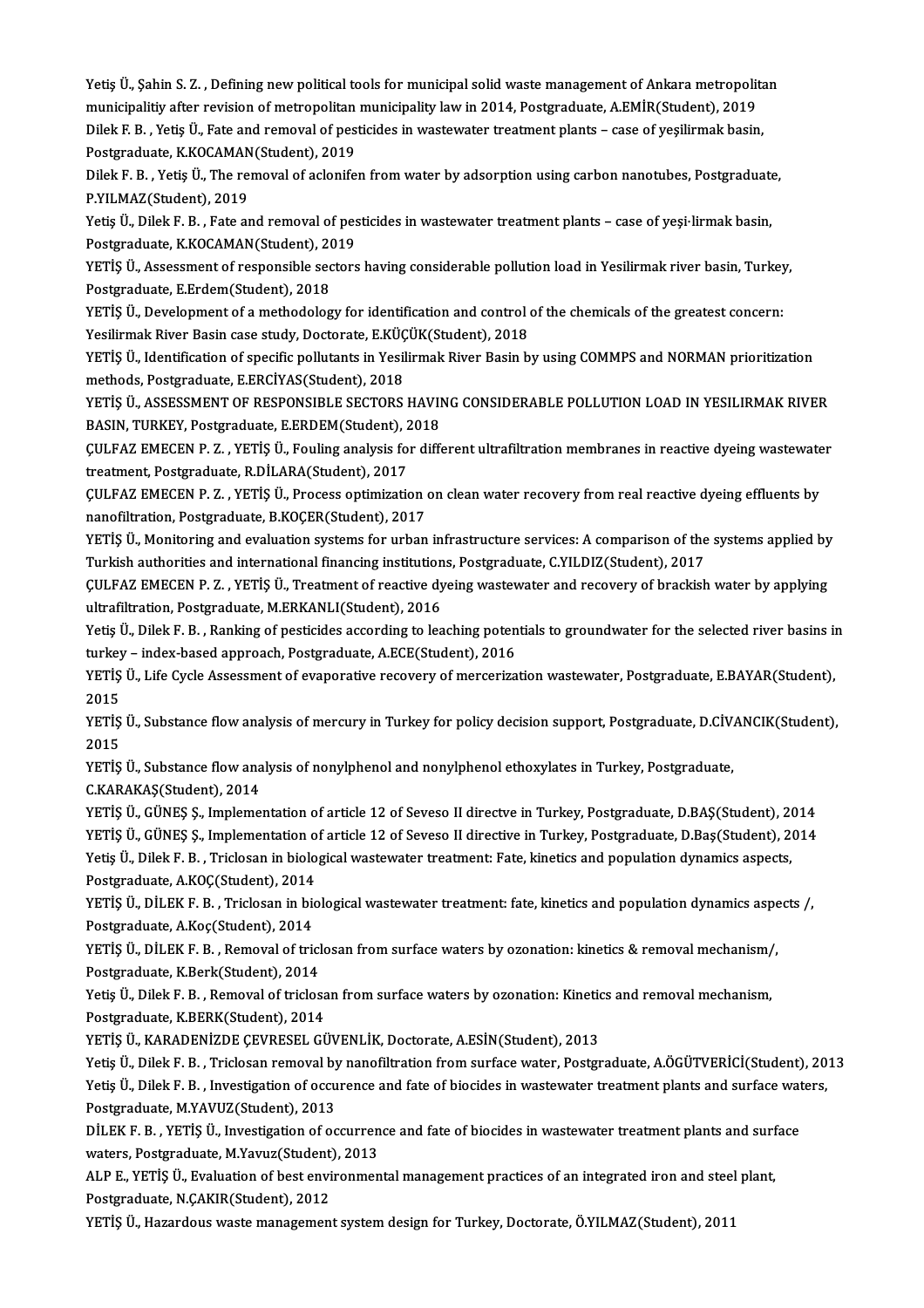Yetiş Ü., Şahin S. Z. , Defining new political tools for municipal solid waste management of Ankara metropolitan municipalitiy after revision of metropolitan municipality law in 2014, Postgraduate, A.EMİR(Student), 2019

Dilek F. B. , Yetiş Ü., Fate and removal of pesticides in wastewater treatment plants – case of yeşilirmak basin, Postgraduate, K.KOCAMAN(Student), 2019

Dilek F. B. , Yetiş Ü., The removal of aclonifen from water by adsorption using carbon nanotubes, Postgraduate, P.YILMAZ(Student), 2019

Yetiş Ü., Dilek F. B. , Fate and removal of pesticides in wastewater treatment plants – case of yeşi·lirmak basin, Postgraduate, K.KOCAMAN(Student), 2019

YETİŞ Ü., Assessment of responsible sectors having considerable pollution load in Yesilirmak river basin, Turkey, Postgraduate, E.Erdem(Student), 2018

YETİŞ Ü., Development of a methodology for identification and control of the chemicals of the greatest concern: Yesilirmak River Basin case study, Doctorate, E.KÜÇÜK(Student), 2018

YETİŞ Ü., Identification of specific pollutants in Yesilirmak River Basin by using COMMPS and NORMAN prioritization methods, Postgraduate, E.ERCİYAS(Student), 2018

YETİŞ Ü., ASSESSMENT OF RESPONSIBLE SECTORS HAVING CONSIDERABLE POLLUTION LOAD IN YESILIRMAK RIVER BASIN, TURKEY, Postgraduate, E.ERDEM(Student), 2018

ÇULFAZ EMECEN P. Z. , YETİŞ Ü., Fouling analysis for different ultrafiltration membranes in reactive dyeing wastewater treatment, Postgraduate, R.DİLARA(Student), 2017

ÇULFAZ EMECEN P. Z. , YETİŞ Ü., Process optimization on clean water recovery from real reactive dyeing effluents by nanofiltration, Postgraduate, B.KOÇER(Student), 2017

YETİŞ Ü., Monitoring and evaluation systems for urban infrastructure services: A comparison of the systems applied by Turkish authorities and international financing institutions, Postgraduate, C.YILDIZ(Student), 2017

ÇULFAZ EMECEN P. Z. , YETİŞ Ü., Treatment of reactive dyeing wastewater and recovery of brackish water by applying ultrafiltration, Postgraduate, M.ERKANLI(Student), 2016

Yetiş Ü., Dilek F. B. , Ranking of pesticides according to leaching potentials to groundwater for the selected river basins in turkey – index-based approach, Postgraduate, A.ECE(Student), 2016

YETİŞ Ü., Life Cycle Assessment of evaporative recovery of mercerization wastewater, Postgraduate, E.BAYAR(Student), 2015

YETİŞ Ü., Substance flow analysis of mercury in Turkey for policy decision support, Postgraduate, D.CİVANCIK(Student), 2015

YETİŞ Ü., Substance flow analysis of nonylphenol and nonylphenol ethoxylates in Turkey, Postgraduate, C.KARAKAŞ(Student), 2014

YETİŞ Ü., GÜNEŞ Ş., Implementation of article 12 of Seveso II directve in Turkey, Postgraduate, D.BAŞ(Student), 2014

YETİŞ Ü., GÜNEŞ Ş., Implementation of article 12 of Seveso II directive in Turkey, Postgraduate, D.Baş(Student), 2014

Yetiş Ü., Dilek F. B. , Triclosan in biological wastewater treatment: Fate, kinetics and population dynamics aspects, Postgraduate, A.KOÇ(Student), 2014

YETİŞ Ü., DİLEK F. B. , Triclosan in biological wastewater treatment: fate, kinetics and population dynamics aspects /, Postgraduate, A.Koç(Student), 2014

YETİŞ Ü., DİLEK F. B. , Removal of triclosan from surface waters by ozonation: kinetics & removal mechanism/, Postgraduate, K.Berk(Student), 2014

Yetiş Ü., Dilek F. B. , Removal of triclosan from surface waters by ozonation: Kinetics and removal mechanism, Postgraduate, K.BERK(Student), 2014

YETİŞ Ü., KARADENİZDE ÇEVRESEL GÜVENLİK, Doctorate, A.ESİN(Student), 2013

Yetiş Ü., Dilek F. B. , Triclosan removal by nanofiltration from surface water, Postgraduate, A.ÖGÜTVERİCİ(Student), 2013

Yetiş Ü., Dilek F. B. , Investigation of occurence and fate of biocides in wastewater treatment plants and surface waters, Postgraduate, M.YAVUZ(Student), 2013

DİLEK F. B. , YETİŞ Ü., Investigation of occurrence and fate of biocides in wastewater treatment plants and surface waters, Postgraduate, M.Yavuz(Student), 2013

ALP E., YETİŞ Ü., Evaluation of best environmental management practices of an integrated iron and steel plant, Postgraduate, N.ÇAKIR(Student), 2012

YETİŞ Ü., Hazardous waste management system design for Turkey, Doctorate, Ö.YILMAZ(Student), 2011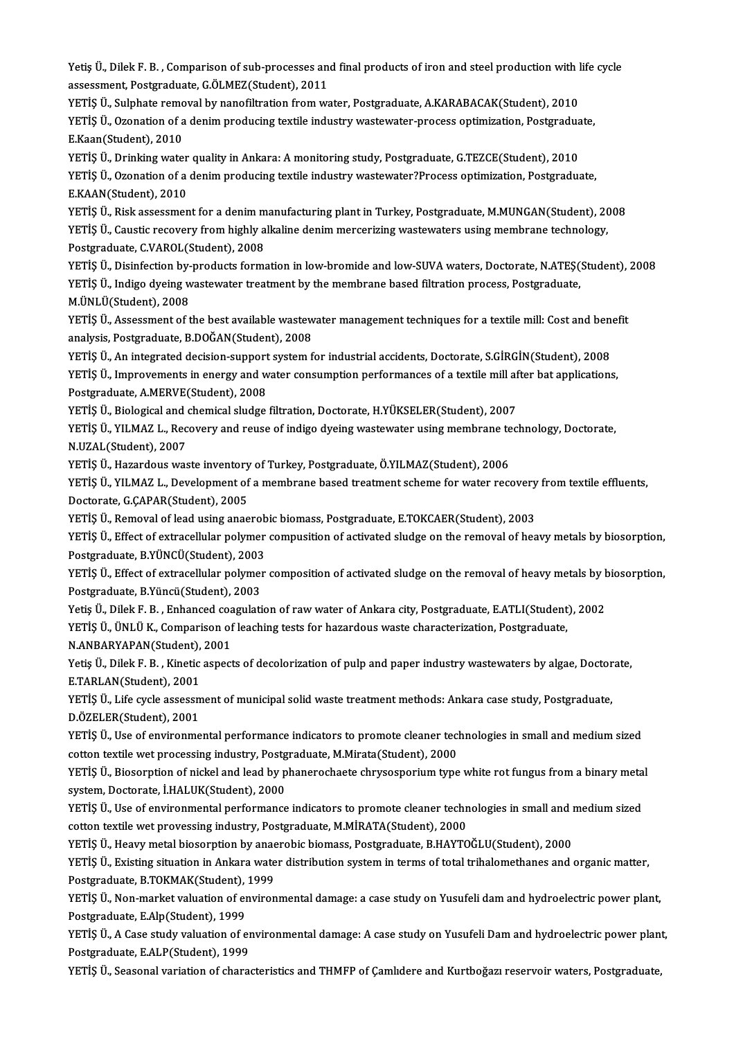Yetiş Ü., Dilek F. B. , Comparison of sub-processes and final products of iron and steel production with life cycle assessment, Postgraduate, G.ÖLMEZ(Student), 2011

YETİŞ Ü., Sulphate removal by nanofiltration from water, Postgraduate, A.KARABACAK(Student), 2010

YETİŞ Ü., Ozonation of a denim producing textile industry wastewater-process optimization, Postgraduate, E.Kaan(Student), 2010

YETİŞ Ü., Drinking water quality in Ankara: A monitoring study, Postgraduate, G.TEZCE(Student), 2010

YETİŞ Ü., Ozonation of a denim producing textile industry wastewater?Process optimization, Postgraduate, E.KAAN(Student), 2010

YETİŞ Ü., Risk assessment for a denim manufacturing plant in Turkey, Postgraduate, M.MUNGAN(Student), 2008

YETİŞ Ü., Caustic recovery from highly alkaline denim mercerizing wastewaters using membrane technology, Postgraduate, C.VAROL(Student), 2008

YETİŞ Ü., Disinfection by-products formation in low-bromide and low-SUVA waters, Doctorate, N.ATEŞ(Student), 2008

YETİŞ Ü., Indigo dyeing wastewater treatment by the membrane based filtration process, Postgraduate, M.ÜNLÜ(Student), 2008

YETİŞ Ü., Assessment of the best available wastewater management techniques for a textile mill: Cost and benefit analysis, Postgraduate, B.DOĞAN(Student), 2008

YETİŞ Ü., An integrated decision-support system for industrial accidents, Doctorate, S.GİRGİN(Student), 2008

YETİŞ Ü., Improvements in energy and water consumption performances of a textile mill after bat applications, Postgraduate, A.MERVE(Student), 2008

YETİŞ Ü., Biological and chemical sludge filtration, Doctorate, H.YÜKSELER(Student), 2007

YETİŞ Ü., YILMAZ L., Recovery and reuse of indigo dyeing wastewater using membrane technology, Doctorate, N.UZAL(Student), 2007

YETİŞ Ü., Hazardous waste inventory of Turkey, Postgraduate, Ö.YILMAZ(Student), 2006

YETİŞ Ü., YILMAZ L., Development of a membrane based treatment scheme for water recovery from textile effluents, Doctorate, G.ÇAPAR(Student), 2005

YETİŞ Ü., Removal of lead using anaerobic biomass, Postgraduate, E.TOKCAER(Student), 2003

YETİŞ Ü., Effect of extracellular polymer compusition of activated sludge on the removal of heavy metals by biosorption, Postgraduate, B.YÜNCÜ(Student), 2003

YETİŞ Ü., Effect of extracellular polymer composition of activated sludge on the removal of heavy metals by biosorption, Postgraduate, B.Yüncü(Student), 2003

Yetiş Ü., Dilek F. B. , Enhanced coagulation of raw water of Ankara city, Postgraduate, E.ATLI(Student), 2002

YETİŞ Ü., ÜNLÜ K., Comparison of leaching tests for hazardous waste characterization, Postgraduate, N.ANBARYAPAN(Student), 2001

Yetiş Ü., Dilek F. B. , Kinetic aspects of decolorization of pulp and paper industry wastewaters by algae, Doctorate, E.TARLAN(Student), 2001

YETİŞ Ü., Life cycle assessment of municipal solid waste treatment methods: Ankara case study, Postgraduate, D.ÖZELER(Student), 2001

YETİŞ Ü., Use of environmental performance indicators to promote cleaner technologies in small and medium sized cotton textile wet processing industry, Postgraduate, M.Mirata(Student), 2000

YETİŞ Ü., Biosorption of nickel and lead by phanerochaete chrysosporium type white rot fungus from a binary metal system, Doctorate, İ.HALUK(Student), 2000

YETİŞ Ü., Use of environmental performance indicators to promote cleaner technologies in small and medium sized cotton textile wet provessing industry, Postgraduate, M.MİRATA(Student), 2000

YETİŞ Ü., Heavy metal biosorption by anaerobic biomass, Postgraduate, B.HAYTOĞLU(Student), 2000

YETİŞ Ü., Existing situation in Ankara water distribution system in terms of total trihalomethanes and organic matter, Postgraduate, B.TOKMAK(Student), 1999

YETİŞ Ü., Non-market valuation of environmental damage: a case study on Yusufeli dam and hydroelectric power plant, Postgraduate, E.Alp(Student), 1999

YETİŞ Ü., A Case study valuation of environmental damage: A case study on Yusufeli Dam and hydroelectric power plant, Postgraduate, E.ALP(Student), 1999

YETİŞ Ü., Seasonal variation of characteristics and THMFP of Çamlıdere and Kurtboğazı reservoir waters, Postgraduate,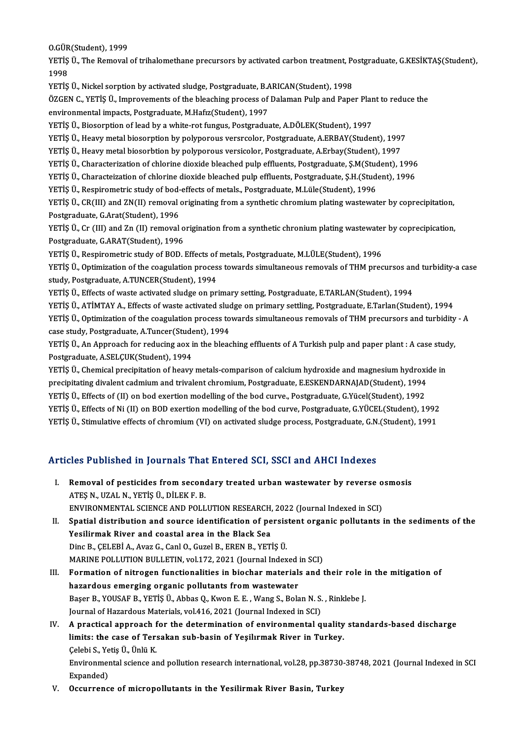O.GÜR(Student), 1999

YETİŞ Ü., The Removal of trihalomethane precursors by activated carbon treatment, Postgraduate, G.KESİKTAŞ(Student), 1998

YETİŞ Ü., Nickel sorption by activated sludge, Postgraduate, B.ARICAN(Student), 1998

ÖZGEN C., YETİŞ Ü., Improvements of the bleaching process of Dalaman Pulp and Paper Plant to reduce the environmental impacts, Postgraduate, M.Hafız(Student), 1997

YETİŞ Ü., Biosorption of lead by a white-rot fungus, Postgraduate, A.DÖLEK(Student), 1997

YETİŞ Ü., Heavy metal biosorption by polyporous versrcolor, Postgraduate, A.ERBAY(Student), 1997

YETİŞ Ü., Heavy metal biosorbtion by polyporous versicolor, Postgraduate, A.Erbay(Student), 1997

YETİŞ Ü., Characterization of chlorine dioxide bleached pulp effluents, Postgraduate, Ş.M(Student), 1996

YETİŞ Ü., Characteization of chlorine dioxide bleached pulp effluents, Postgraduate, Ş.H.(Student), 1996

YETİŞ Ü., Respirometric study of bod-effects of metals., Postgraduate, M.Lüle(Student), 1996

YETİŞ Ü., CR(III) and ZN(II) removal originating from a synthetic chromium plating wastewater by coprecipitation, Postgraduate, G.Arat(Student), 1996

YETİŞ Ü., Cr (III) and Zn (II) removal origination from a synthetic chronium plating wastewater by coprecipication, Postgraduate, G.ARAT(Student), 1996

YETİŞ Ü., Respirometric study of BOD. Effects of metals, Postgraduate, M.LÜLE(Student), 1996

YETİŞ Ü., Optimization of the coagulation process towards simultaneous removals of THM precursos and turbidity-a case study, Postgraduate, A.TUNCER(Student), 1994

YETİŞ Ü., Effects of waste activated sludge on primary setting, Postgraduate, E.TARLAN(Student), 1994

YETİŞ Ü., ATİMTAY A., Effects of waste activated sludge on primary settling, Postgraduate, E.Tarlan(Student), 1994

YETİŞ Ü., Optimization of the coagulation process towards simultaneous removals of THM precursors and turbidity - A case study, Postgraduate, A.Tuncer(Student), 1994

YETİŞ Ü., An Approach for reducing aox in the bleaching effluents of A Turkish pulp and paper plant : A case study, Postgraduate, A.SELÇUK(Student), 1994

YETİŞ Ü., Chemical precipitation of heavy metals-comparison of calcium hydroxide and magnesium hydroxide in precipitating divalent cadmium and trivalent chromium, Postgraduate, E.ESKENDARNAJAD(Student), 1994

YETİŞ Ü., Effects of (II) on bod exertion modelling of the bod curve., Postgraduate, G.Yücel(Student), 1992

YETİŞ Ü., Effects of Ni (II) on BOD exertion modelling of the bod curve, Postgraduate, G.YÜCEL(Student), 1992

YETİŞ Ü., Stimulative effects of chromium (VI) on activated sludge process, Postgraduate, G.N.(Student), 1991

## Articles Published in Journals That Entered SCI, SSCI and AHCI Indexes

I. **Removal of pesticides from secondary treated urban wastewater by reverse osmosis**
ATEŞ N., UZAL N., YETİŞ Ü., DİLEK F. B.
ENVIRONMENTAL SCIENCE AND POLLUTION RESEARCH, 2022 (Journal Indexed in SCI)

II. **Spatial distribution and source identification of persistent organic pollutants in the sediments of the Yesilirmak River and coastal area in the Black Sea**
Dinc B., ÇELEBİ A., Avaz G., Canl O., Guzel B., EREN B., YETİŞ Ü.
MARINE POLLUTION BULLETIN, vol.172, 2021 (Journal Indexed in SCI)

III. **Formation of nitrogen functionalities in biochar materials and their role in the mitigation of hazardous emerging organic pollutants from wastewater**
Başer B., YOUSAF B., YETİŞ Ü., Abbas Q., Kwon E. E. , Wang S., Bolan N. S. , Rinklebe J.
Journal of Hazardous Materials, vol.416, 2021 (Journal Indexed in SCI)

IV. **A practical approach for the determination of environmental quality standards-based discharge limits: the case of Tersakan sub-basin of Yeşilırmak River in Turkey.**
Çelebi S., Yetiş Ü., Ünlü K.
Environmental science and pollution research international, vol.28, pp.38730-38748, 2021 (Journal Indexed in SCI Expanded)

V. **Occurrence of micropollutants in the Yesilirmak River Basin, Turkey**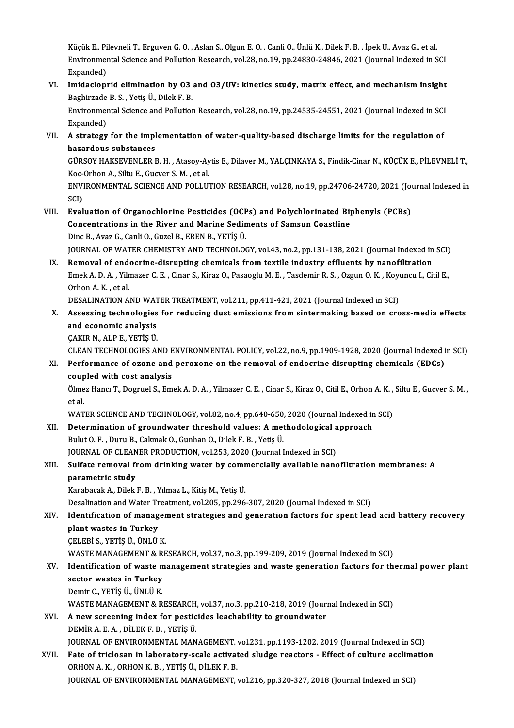Küçük E., Pilevneli T., Erguven G. O. , Aslan S., Olgun E. O. , Canli O., Ünlü K., Dilek F. B. , İpek U., Avaz G., et al.
Environmental Science and Pollution Research, vol.28, no.19, pp.24830-24846, 2021 (Journal Indexed in SCI Expanded)

VI. **Imidacloprid elimination by O3 and O3/UV: kinetics study, matrix effect, and mechanism insight**
Baghirzade B. S. , Yetiş Ü., Dilek F. B.
Environmental Science and Pollution Research, vol.28, no.19, pp.24535-24551, 2021 (Journal Indexed in SCI Expanded)

VII. **A strategy for the implementation of water-quality-based discharge limits for the regulation of hazardous substances**
GÜRSOY HAKSEVENLER B. H. , Atasoy-Aytis E., Dilaver M., YALÇINKAYA S., Findik-Cinar N., KÜÇÜK E., PİLEVNELİ T., Koc-Orhon A., Siltu E., Gucver S. M. , et al.
ENVIRONMENTAL SCIENCE AND POLLUTION RESEARCH, vol.28, no.19, pp.24706-24720, 2021 (Journal Indexed in SCI)

VIII. **Evaluation of Organochlorine Pesticides (OCPs) and Polychlorinated Biphenyls (PCBs) Concentrations in the River and Marine Sediments of Samsun Coastline**
Dinc B., Avaz G., Canli O., Guzel B., EREN B., YETİŞ Ü.
JOURNAL OF WATER CHEMISTRY AND TECHNOLOGY, vol.43, no.2, pp.131-138, 2021 (Journal Indexed in SCI)

IX. **Removal of endocrine-disrupting chemicals from textile industry effluents by nanofiltration**
Emek A. D. A. , Yilmazer C. E. , Cinar S., Kiraz O., Pasaoglu M. E. , Tasdemir R. S. , Ozgun O. K. , Koyuncu I., Citil E., Orhon A. K. , et al.
DESALINATION AND WATER TREATMENT, vol.211, pp.411-421, 2021 (Journal Indexed in SCI)

X. **Assessing technologies for reducing dust emissions from sintermaking based on cross-media effects and economic analysis**
ÇAKIR N., ALP E., YETİŞ Ü.
CLEAN TECHNOLOGIES AND ENVIRONMENTAL POLICY, vol.22, no.9, pp.1909-1928, 2020 (Journal Indexed in SCI)

XI. **Performance of ozone and peroxone on the removal of endocrine disrupting chemicals (EDCs) coupled with cost analysis**
Ölmez Hancı T., Dogruel S., Emek A. D. A. , Yilmazer C. E. , Cinar S., Kiraz O., Citil E., Orhon A. K. , Siltu E., Gucver S. M. , et al.
WATER SCIENCE AND TECHNOLOGY, vol.82, no.4, pp.640-650, 2020 (Journal Indexed in SCI)

XII. **Determination of groundwater threshold values: A methodological approach**
Bulut O. F. , Duru B., Cakmak O., Gunhan O., Dilek F. B. , Yetiş Ü.
JOURNAL OF CLEANER PRODUCTION, vol.253, 2020 (Journal Indexed in SCI)

XIII. **Sulfate removal from drinking water by commercially available nanofiltration membranes: A parametric study**
Karabacak A., Dilek F. B. , Yılmaz L., Kitiş M., Yetiş Ü.
Desalination and Water Treatment, vol.205, pp.296-307, 2020 (Journal Indexed in SCI)

XIV. **Identification of management strategies and generation factors for spent lead acid battery recovery plant wastes in Turkey**
ÇELEBİ S., YETİŞ Ü., ÜNLÜ K.
WASTE MANAGEMENT & RESEARCH, vol.37, no.3, pp.199-209, 2019 (Journal Indexed in SCI)

XV. **Identification of waste management strategies and waste generation factors for thermal power plant sector wastes in Turkey**
Demir C., YETİŞ Ü., ÜNLÜ K.
WASTE MANAGEMENT & RESEARCH, vol.37, no.3, pp.210-218, 2019 (Journal Indexed in SCI)

XVI. **A new screening index for pesticides leachability to groundwater**
DEMİR A. E. A. , DİLEK F. B. , YETİŞ Ü.
JOURNAL OF ENVIRONMENTAL MANAGEMENT, vol.231, pp.1193-1202, 2019 (Journal Indexed in SCI)

XVII. **Fate of triclosan in laboratory-scale activated sludge reactors - Effect of culture acclimation**
ORHON A. K. , ORHON K. B. , YETİŞ Ü., DİLEK F. B.
JOURNAL OF ENVIRONMENTAL MANAGEMENT, vol.216, pp.320-327, 2018 (Journal Indexed in SCI)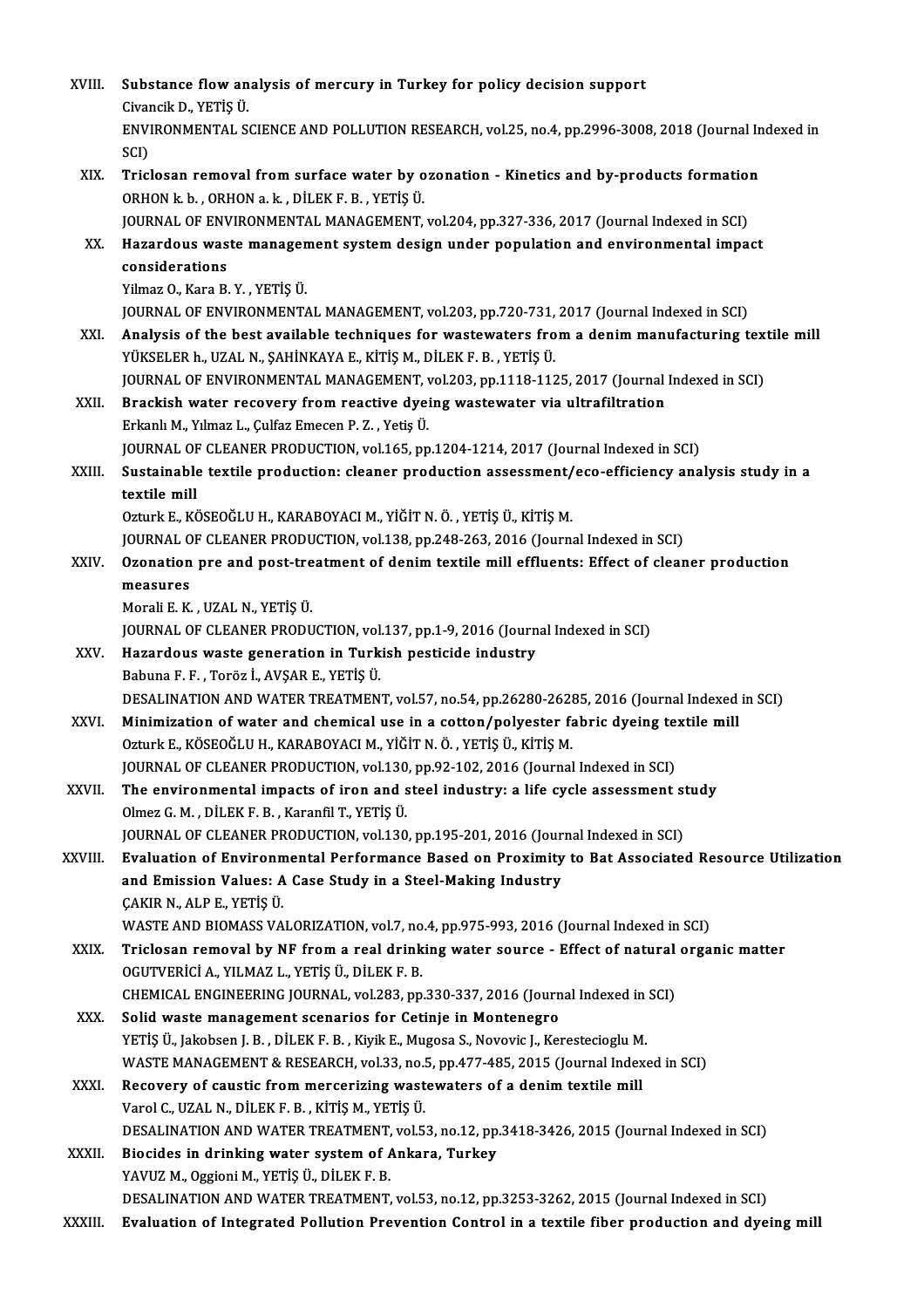XVIII. **Substance flow analysis of mercury in Turkey for policy decision support**
Civancik D., YETİŞ Ü.
ENVIRONMENTAL SCIENCE AND POLLUTION RESEARCH, vol.25, no.4, pp.2996-3008, 2018 (Journal Indexed in SCI)

XIX. **Triclosan removal from surface water by ozonation - Kinetics and by-products formation**
ORHON k. b. , ORHON a. k. , DİLEK F. B. , YETİŞ Ü.
JOURNAL OF ENVIRONMENTAL MANAGEMENT, vol.204, pp.327-336, 2017 (Journal Indexed in SCI)

XX. **Hazardous waste management system design under population and environmental impact considerations**
Yilmaz O., Kara B. Y. , YETİŞ Ü.
JOURNAL OF ENVIRONMENTAL MANAGEMENT, vol.203, pp.720-731, 2017 (Journal Indexed in SCI)

XXI. **Analysis of the best available techniques for wastewaters from a denim manufacturing textile mill**
YÜKSELER h., UZAL N., ŞAHİNKAYA E., KİTİŞ M., DİLEK F. B. , YETİŞ Ü.
JOURNAL OF ENVIRONMENTAL MANAGEMENT, vol.203, pp.1118-1125, 2017 (Journal Indexed in SCI)

XXII. **Brackish water recovery from reactive dyeing wastewater via ultrafiltration**
Erkanlı M., Yılmaz L., Çulfaz Emecen P. Z. , Yetiş Ü.
JOURNAL OF CLEANER PRODUCTION, vol.165, pp.1204-1214, 2017 (Journal Indexed in SCI)

XXIII. **Sustainable textile production: cleaner production assessment/eco-efficiency analysis study in a textile mill**
Ozturk E., KÖSEOĞLU H., KARABOYACI M., YİĞİT N. Ö. , YETİŞ Ü., KİTİŞ M.
JOURNAL OF CLEANER PRODUCTION, vol.138, pp.248-263, 2016 (Journal Indexed in SCI)

XXIV. **Ozonation pre and post-treatment of denim textile mill effluents: Effect of cleaner production measures**
Morali E. K. , UZAL N., YETİŞ Ü.
JOURNAL OF CLEANER PRODUCTION, vol.137, pp.1-9, 2016 (Journal Indexed in SCI)

XXV. **Hazardous waste generation in Turkish pesticide industry**
Babuna F. F. , Toröz İ., AVŞAR E., YETİŞ Ü.
DESALINATION AND WATER TREATMENT, vol.57, no.54, pp.26280-26285, 2016 (Journal Indexed in SCI)

XXVI. **Minimization of water and chemical use in a cotton/polyester fabric dyeing textile mill**
Ozturk E., KÖSEOĞLU H., KARABOYACI M., YİĞİT N. Ö. , YETİŞ Ü., KİTİŞ M.
JOURNAL OF CLEANER PRODUCTION, vol.130, pp.92-102, 2016 (Journal Indexed in SCI)

XXVII. **The environmental impacts of iron and steel industry: a life cycle assessment study**
Olmez G. M. , DİLEK F. B. , Karanfil T., YETİŞ Ü.
JOURNAL OF CLEANER PRODUCTION, vol.130, pp.195-201, 2016 (Journal Indexed in SCI)

XXVIII. **Evaluation of Environmental Performance Based on Proximity to Bat Associated Resource Utilization and Emission Values: A Case Study in a Steel-Making Industry**
ÇAKIR N., ALP E., YETİŞ Ü.
WASTE AND BIOMASS VALORIZATION, vol.7, no.4, pp.975-993, 2016 (Journal Indexed in SCI)

XXIX. **Triclosan removal by NF from a real drinking water source - Effect of natural organic matter**
OGUTVERİCİ A., YILMAZ L., YETİŞ Ü., DİLEK F. B.
CHEMICAL ENGINEERING JOURNAL, vol.283, pp.330-337, 2016 (Journal Indexed in SCI)

XXX. **Solid waste management scenarios for Cetinje in Montenegro**
YETİŞ Ü., Jakobsen J. B. , DİLEK F. B. , Kiyik E., Mugosa S., Novovic J., Kerestecioglu M.
WASTE MANAGEMENT & RESEARCH, vol.33, no.5, pp.477-485, 2015 (Journal Indexed in SCI)

XXXI. **Recovery of caustic from mercerizing wastewaters of a denim textile mill**
Varol C., UZAL N., DİLEK F. B. , KİTİŞ M., YETİŞ Ü.
DESALINATION AND WATER TREATMENT, vol.53, no.12, pp.3418-3426, 2015 (Journal Indexed in SCI)

XXXII. **Biocides in drinking water system of Ankara, Turkey**
YAVUZ M., Oggioni M., YETİŞ Ü., DİLEK F. B.
DESALINATION AND WATER TREATMENT, vol.53, no.12, pp.3253-3262, 2015 (Journal Indexed in SCI)

XXXIII. **Evaluation of Integrated Pollution Prevention Control in a textile fiber production and dyeing mill**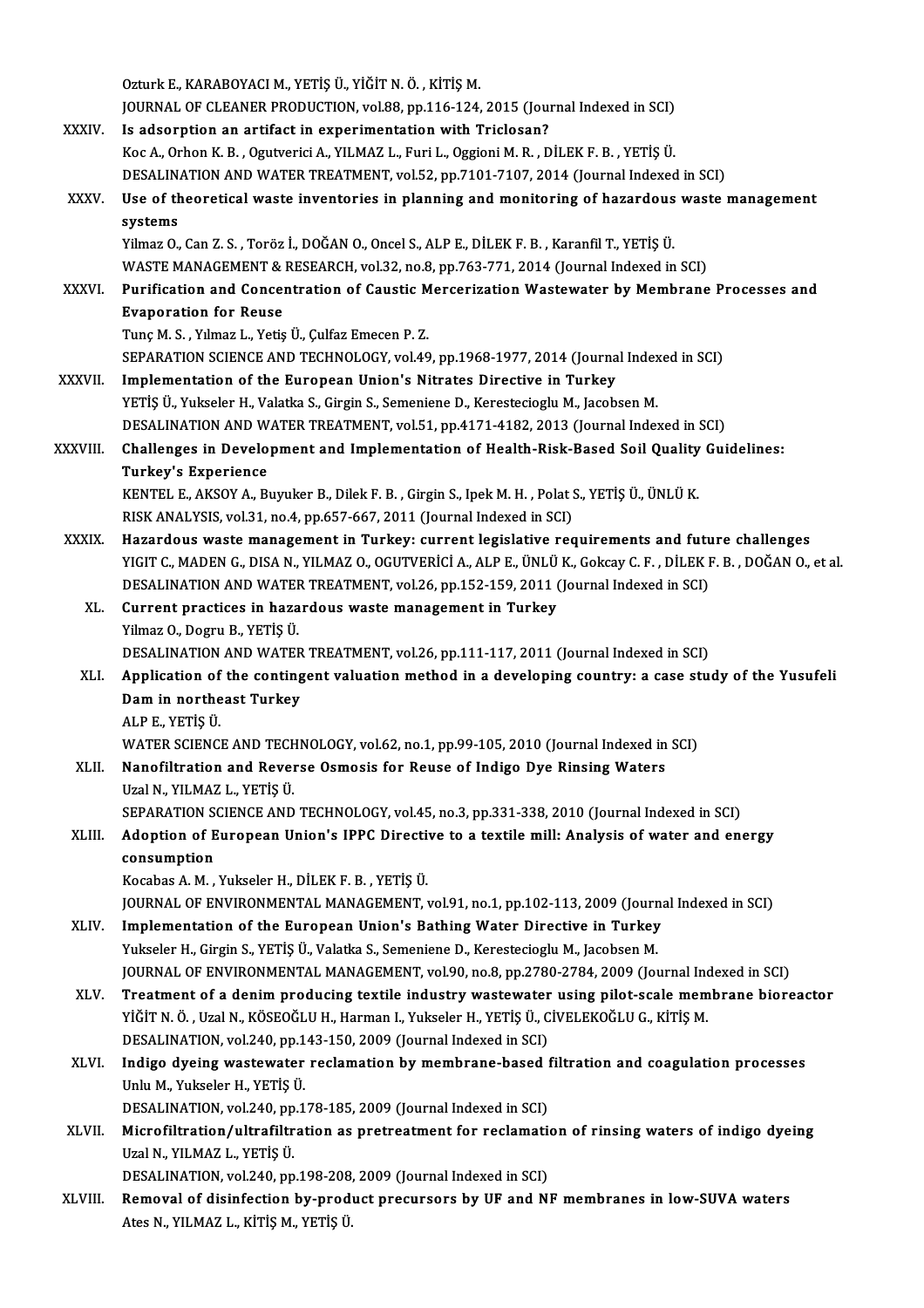Ozturk E., KARABOYACI M., YETİŞ Ü., YİĞİT N. Ö. , KİTİŞ M.
JOURNAL OF CLEANER PRODUCTION, vol.88, pp.116-124, 2015 (Journal Indexed in SCI)

XXXIV. **Is adsorption an artifact in experimentation with Triclosan?**
Koc A., Orhon K. B. , Ogutverici A., YILMAZ L., Furi L., Oggioni M. R. , DİLEK F. B. , YETİŞ Ü.
DESALINATION AND WATER TREATMENT, vol.52, pp.7101-7107, 2014 (Journal Indexed in SCI)

XXXV. **Use of theoretical waste inventories in planning and monitoring of hazardous waste management systems**
Yilmaz O., Can Z. S. , Toröz İ., DOĞAN O., Oncel S., ALP E., DİLEK F. B. , Karanfil T., YETİŞ Ü.
WASTE MANAGEMENT & RESEARCH, vol.32, no.8, pp.763-771, 2014 (Journal Indexed in SCI)

XXXVI. **Purification and Concentration of Caustic Mercerization Wastewater by Membrane Processes and Evaporation for Reuse**
Tunç M. S. , Yılmaz L., Yetiş Ü., Çulfaz Emecen P. Z.
SEPARATION SCIENCE AND TECHNOLOGY, vol.49, pp.1968-1977, 2014 (Journal Indexed in SCI)

XXXVII. **Implementation of the European Union's Nitrates Directive in Turkey**
YETİŞ Ü., Yukseler H., Valatka S., Girgin S., Semeniene D., Kerestecioglu M., Jacobsen M.
DESALINATION AND WATER TREATMENT, vol.51, pp.4171-4182, 2013 (Journal Indexed in SCI)

XXXVIII. **Challenges in Development and Implementation of Health-Risk-Based Soil Quality Guidelines: Turkey's Experience**
KENTEL E., AKSOY A., Buyuker B., Dilek F. B. , Girgin S., Ipek M. H. , Polat S., YETİŞ Ü., ÜNLÜ K.
RISK ANALYSIS, vol.31, no.4, pp.657-667, 2011 (Journal Indexed in SCI)

XXXIX. **Hazardous waste management in Turkey: current legislative requirements and future challenges**
YIGIT C., MADEN G., DISA N., YILMAZ O., OGUTVERİCİ A., ALP E., ÜNLÜ K., Gokcay C. F. , DİLEK F. B. , DOĞAN O., et al.
DESALINATION AND WATER TREATMENT, vol.26, pp.152-159, 2011 (Journal Indexed in SCI)

XL. **Current practices in hazardous waste management in Turkey**
Yilmaz O., Dogru B., YETİŞ Ü.
DESALINATION AND WATER TREATMENT, vol.26, pp.111-117, 2011 (Journal Indexed in SCI)

XLI. **Application of the contingent valuation method in a developing country: a case study of the Yusufeli Dam in northeast Turkey**
ALP E., YETİŞ Ü.
WATER SCIENCE AND TECHNOLOGY, vol.62, no.1, pp.99-105, 2010 (Journal Indexed in SCI)

XLII. **Nanofiltration and Reverse Osmosis for Reuse of Indigo Dye Rinsing Waters**
Uzal N., YILMAZ L., YETİŞ Ü.
SEPARATION SCIENCE AND TECHNOLOGY, vol.45, no.3, pp.331-338, 2010 (Journal Indexed in SCI)

XLIII. **Adoption of European Union's IPPC Directive to a textile mill: Analysis of water and energy consumption**
Kocabas A. M. , Yukseler H., DİLEK F. B. , YETİŞ Ü.
JOURNAL OF ENVIRONMENTAL MANAGEMENT, vol.91, no.1, pp.102-113, 2009 (Journal Indexed in SCI)

XLIV. **Implementation of the European Union's Bathing Water Directive in Turkey**
Yukseler H., Girgin S., YETİŞ Ü., Valatka S., Semeniene D., Kerestecioglu M., Jacobsen M.
JOURNAL OF ENVIRONMENTAL MANAGEMENT, vol.90, no.8, pp.2780-2784, 2009 (Journal Indexed in SCI)

XLV. **Treatment of a denim producing textile industry wastewater using pilot-scale membrane bioreactor**
YİĞİT N. Ö. , Uzal N., KÖSEOĞLU H., Harman I., Yukseler H., YETİŞ Ü., CİVELEKOĞLU G., KİTİŞ M.
DESALINATION, vol.240, pp.143-150, 2009 (Journal Indexed in SCI)

XLVI. **Indigo dyeing wastewater reclamation by membrane-based filtration and coagulation processes**
Unlu M., Yukseler H., YETİŞ Ü.
DESALINATION, vol.240, pp.178-185, 2009 (Journal Indexed in SCI)

XLVII. **Microfiltration/ultrafiltration as pretreatment for reclamation of rinsing waters of indigo dyeing**
Uzal N., YILMAZ L., YETİŞ Ü.
DESALINATION, vol.240, pp.198-208, 2009 (Journal Indexed in SCI)

XLVIII. **Removal of disinfection by-product precursors by UF and NF membranes in low-SUVA waters**
Ates N., YILMAZ L., KİTİŞ M., YETİŞ Ü.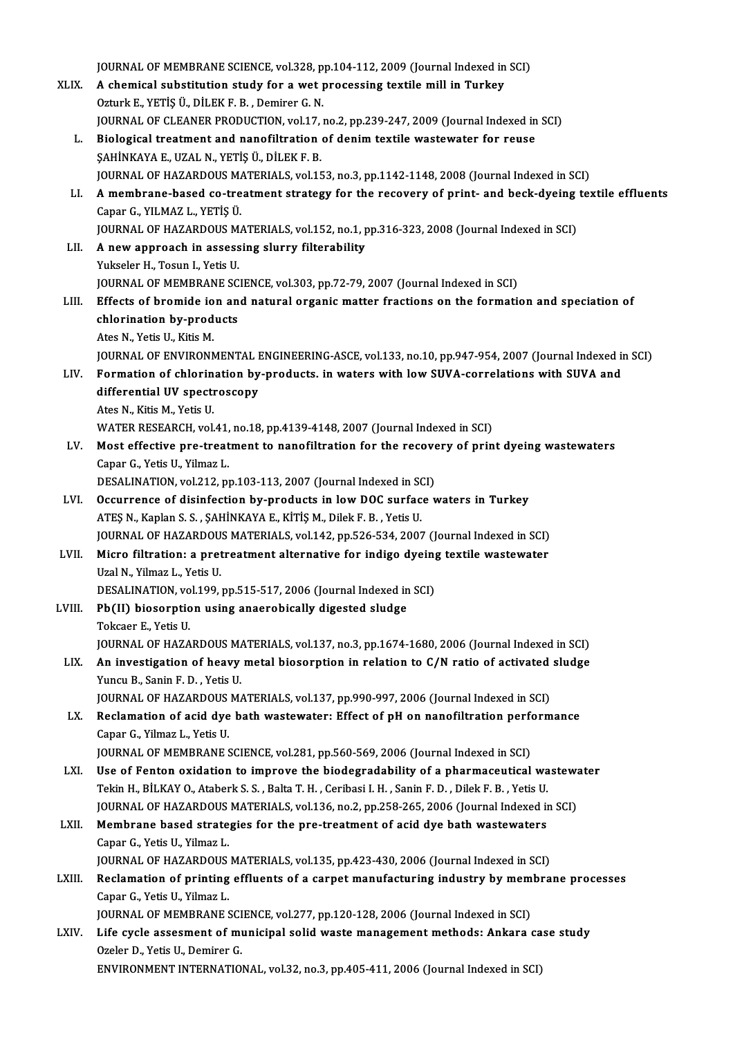JOURNAL OF MEMBRANE SCIENCE, vol.328, pp.104-112, 2009 (Journal Indexed in SCI)

XLIX. **A chemical substitution study for a wet processing textile mill in Turkey**
Ozturk E., YETİŞ Ü., DİLEK F. B. , Demirer G. N.
JOURNAL OF CLEANER PRODUCTION, vol.17, no.2, pp.239-247, 2009 (Journal Indexed in SCI)

L. **Biological treatment and nanofiltration of denim textile wastewater for reuse**
ŞAHİNKAYA E., UZAL N., YETİŞ Ü., DİLEK F. B.
JOURNAL OF HAZARDOUS MATERIALS, vol.153, no.3, pp.1142-1148, 2008 (Journal Indexed in SCI)

LI. **A membrane-based co-treatment strategy for the recovery of print- and beck-dyeing textile effluents**
Capar G., YILMAZ L., YETİŞ Ü.
JOURNAL OF HAZARDOUS MATERIALS, vol.152, no.1, pp.316-323, 2008 (Journal Indexed in SCI)

LII. **A new approach in assessing slurry filterability**
Yukseler H., Tosun I., Yetis U.
JOURNAL OF MEMBRANE SCIENCE, vol.303, pp.72-79, 2007 (Journal Indexed in SCI)

LIII. **Effects of bromide ion and natural organic matter fractions on the formation and speciation of chlorination by-products**
Ates N., Yetis U., Kitis M.
JOURNAL OF ENVIRONMENTAL ENGINEERING-ASCE, vol.133, no.10, pp.947-954, 2007 (Journal Indexed in SCI)

LIV. **Formation of chlorination by-products. in waters with low SUVA-correlations with SUVA and differential UV spectroscopy**
Ates N., Kitis M., Yetis U.
WATER RESEARCH, vol.41, no.18, pp.4139-4148, 2007 (Journal Indexed in SCI)

LV. **Most effective pre-treatment to nanofiltration for the recovery of print dyeing wastewaters**
Capar G., Yetis U., Yilmaz L.
DESALINATION, vol.212, pp.103-113, 2007 (Journal Indexed in SCI)

LVI. **Occurrence of disinfection by-products in low DOC surface waters in Turkey**
ATEŞ N., Kaplan S. S. , ŞAHİNKAYA E., KİTİŞ M., Dilek F. B. , Yetis U.
JOURNAL OF HAZARDOUS MATERIALS, vol.142, pp.526-534, 2007 (Journal Indexed in SCI)

LVII. **Micro filtration: a pretreatment alternative for indigo dyeing textile wastewater**
Uzal N., Yilmaz L., Yetis U.
DESALINATION, vol.199, pp.515-517, 2006 (Journal Indexed in SCI)

LVIII. **Pb(II) biosorption using anaerobically digested sludge**
Tokcaer E., Yetis U.
JOURNAL OF HAZARDOUS MATERIALS, vol.137, no.3, pp.1674-1680, 2006 (Journal Indexed in SCI)

LIX. **An investigation of heavy metal biosorption in relation to C/N ratio of activated sludge**
Yuncu B., Sanin F. D. , Yetis U.
JOURNAL OF HAZARDOUS MATERIALS, vol.137, pp.990-997, 2006 (Journal Indexed in SCI)

LX. **Reclamation of acid dye bath wastewater: Effect of pH on nanofiltration performance**
Capar G., Yilmaz L., Yetis U.
JOURNAL OF MEMBRANE SCIENCE, vol.281, pp.560-569, 2006 (Journal Indexed in SCI)

LXI. **Use of Fenton oxidation to improve the biodegradability of a pharmaceutical wastewater**
Tekin H., BİLKAY O., Ataberk S. S. , Balta T. H. , Ceribasi I. H. , Sanin F. D. , Dilek F. B. , Yetis U.
JOURNAL OF HAZARDOUS MATERIALS, vol.136, no.2, pp.258-265, 2006 (Journal Indexed in SCI)

LXII. **Membrane based strategies for the pre-treatment of acid dye bath wastewaters**
Capar G., Yetis U., Yilmaz L.
JOURNAL OF HAZARDOUS MATERIALS, vol.135, pp.423-430, 2006 (Journal Indexed in SCI)

LXIII. **Reclamation of printing effluents of a carpet manufacturing industry by membrane processes**
Capar G., Yetis U., Yilmaz L.
JOURNAL OF MEMBRANE SCIENCE, vol.277, pp.120-128, 2006 (Journal Indexed in SCI)

LXIV. **Life cycle assesment of municipal solid waste management methods: Ankara case study**
Ozeler D., Yetis U., Demirer G.
ENVIRONMENT INTERNATIONAL, vol.32, no.3, pp.405-411, 2006 (Journal Indexed in SCI)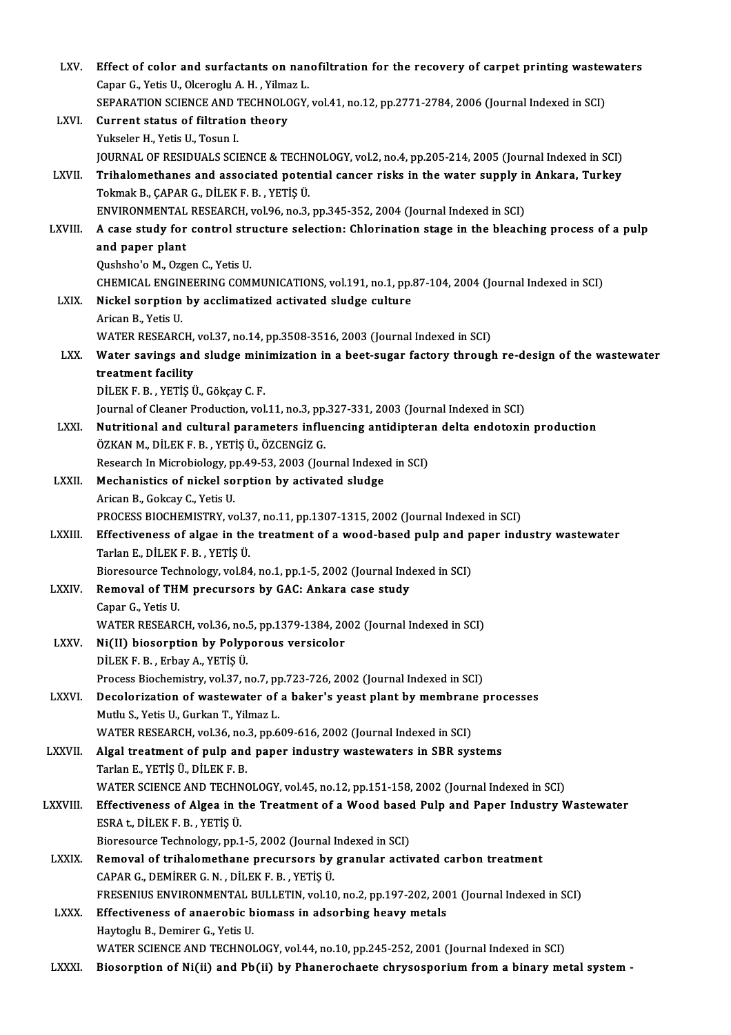LXV. **Effect of color and surfactants on nanofiltration for the recovery of carpet printing wastewaters**
Capar G., Yetis U., Olceroglu A. H. , Yilmaz L.
SEPARATION SCIENCE AND TECHNOLOGY, vol.41, no.12, pp.2771-2784, 2006 (Journal Indexed in SCI)

LXVI. **Current status of filtration theory**
Yukseler H., Yetis U., Tosun I.
JOURNAL OF RESIDUALS SCIENCE & TECHNOLOGY, vol.2, no.4, pp.205-214, 2005 (Journal Indexed in SCI)

LXVII. **Trihalomethanes and associated potential cancer risks in the water supply in Ankara, Turkey**
Tokmak B., ÇAPAR G., DİLEK F. B. , YETİŞ Ü.
ENVIRONMENTAL RESEARCH, vol.96, no.3, pp.345-352, 2004 (Journal Indexed in SCI)

LXVIII. **A case study for control structure selection: Chlorination stage in the bleaching process of a pulp and paper plant**
Qushsho'o M., Ozgen C., Yetis U.
CHEMICAL ENGINEERING COMMUNICATIONS, vol.191, no.1, pp.87-104, 2004 (Journal Indexed in SCI)

LXIX. **Nickel sorption by acclimatized activated sludge culture**
Arican B., Yetis U.
WATER RESEARCH, vol.37, no.14, pp.3508-3516, 2003 (Journal Indexed in SCI)

LXX. **Water savings and sludge minimization in a beet-sugar factory through re-design of the wastewater treatment facility**
DİLEK F. B. , YETİŞ Ü., Gökçay C. F.
Journal of Cleaner Production, vol.11, no.3, pp.327-331, 2003 (Journal Indexed in SCI)

LXXI. **Nutritional and cultural parameters influencing antidipteran delta endotoxin production**
ÖZKAN M., DİLEK F. B. , YETİŞ Ü., ÖZCENGİZ G.
Research In Microbiology, pp.49-53, 2003 (Journal Indexed in SCI)

LXXII. **Mechanistics of nickel sorption by activated sludge**
Arican B., Gokcay C., Yetis U.
PROCESS BIOCHEMISTRY, vol.37, no.11, pp.1307-1315, 2002 (Journal Indexed in SCI)

LXXIII. **Effectiveness of algae in the treatment of a wood-based pulp and paper industry wastewater**
Tarlan E., DİLEK F. B. , YETİŞ Ü.
Bioresource Technology, vol.84, no.1, pp.1-5, 2002 (Journal Indexed in SCI)

LXXIV. **Removal of THM precursors by GAC: Ankara case study**
Capar G., Yetis U.
WATER RESEARCH, vol.36, no.5, pp.1379-1384, 2002 (Journal Indexed in SCI)

LXXV. **Ni(II) biosorption by Polyporous versicolor**
DİLEK F. B. , Erbay A., YETİŞ Ü.
Process Biochemistry, vol.37, no.7, pp.723-726, 2002 (Journal Indexed in SCI)

LXXVI. **Decolorization of wastewater of a baker's yeast plant by membrane processes**
Mutlu S., Yetis U., Gurkan T., Yilmaz L.
WATER RESEARCH, vol.36, no.3, pp.609-616, 2002 (Journal Indexed in SCI)

LXXVII. **Algal treatment of pulp and paper industry wastewaters in SBR systems**
Tarlan E., YETİŞ Ü., DİLEK F. B.
WATER SCIENCE AND TECHNOLOGY, vol.45, no.12, pp.151-158, 2002 (Journal Indexed in SCI)

LXXVIII. **Effectiveness of Algea in the Treatment of a Wood based Pulp and Paper Industry Wastewater**
ESRA t., DİLEK F. B. , YETİŞ Ü.
Bioresource Technology, pp.1-5, 2002 (Journal Indexed in SCI)

LXXIX. **Removal of trihalomethane precursors by granular activated carbon treatment**
CAPAR G., DEMİRER G. N. , DİLEK F. B. , YETİŞ Ü.
FRESENIUS ENVIRONMENTAL BULLETIN, vol.10, no.2, pp.197-202, 2001 (Journal Indexed in SCI)

LXXX. **Effectiveness of anaerobic biomass in adsorbing heavy metals**
Haytoglu B., Demirer G., Yetis U.
WATER SCIENCE AND TECHNOLOGY, vol.44, no.10, pp.245-252, 2001 (Journal Indexed in SCI)

LXXXI. **Biosorption of Ni(ii) and Pb(ii) by Phanerochaete chrysosporium from a binary metal system -**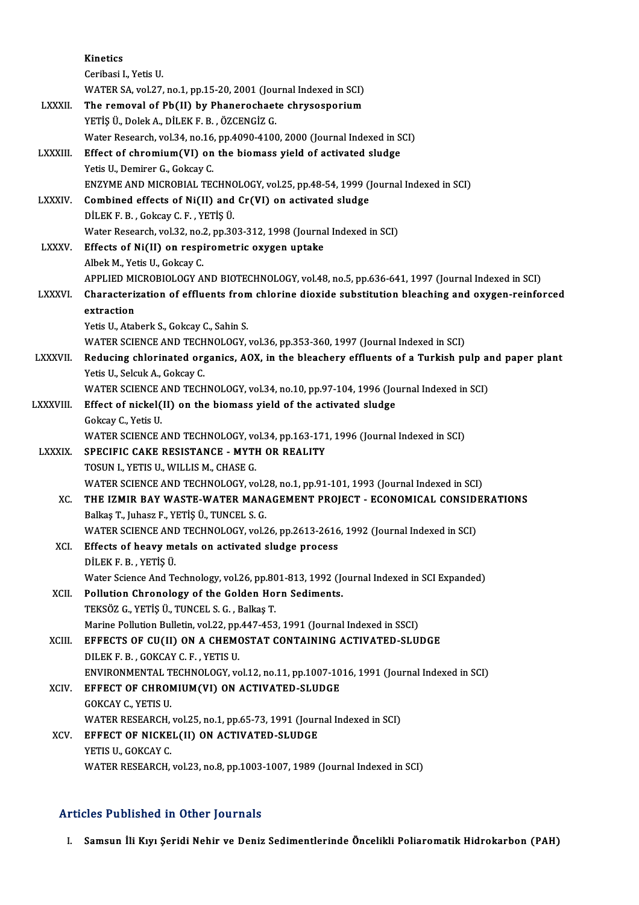Kinetics
Ceribasi I., Yetis U.
WATER SA, vol.27, no.1, pp.15-20, 2001 (Journal Indexed in SCI)

LXXXII. **The removal of Pb(II) by Phanerochaete chrysosporium**
YETİŞ Ü., Dolek A., DİLEK F. B. , ÖZCENGİZ G.
Water Research, vol.34, no.16, pp.4090-4100, 2000 (Journal Indexed in SCI)

LXXXIII. **Effect of chromium(VI) on the biomass yield of activated sludge**
Yetis U., Demirer G., Gokcay C.
ENZYME AND MICROBIAL TECHNOLOGY, vol.25, pp.48-54, 1999 (Journal Indexed in SCI)

LXXXIV. **Combined effects of Ni(II) and Cr(VI) on activated sludge**
DİLEK F. B. , Gokcay C. F. , YETİŞ Ü.
Water Research, vol.32, no.2, pp.303-312, 1998 (Journal Indexed in SCI)

LXXXV. **Effects of Ni(II) on respirometric oxygen uptake**
Albek M., Yetis U., Gokcay C.
APPLIED MICROBIOLOGY AND BIOTECHNOLOGY, vol.48, no.5, pp.636-641, 1997 (Journal Indexed in SCI)

LXXXVI. **Characterization of effluents from chlorine dioxide substitution bleaching and oxygen-reinforced extraction**
Yetis U., Ataberk S., Gokcay C., Sahin S.
WATER SCIENCE AND TECHNOLOGY, vol.36, pp.353-360, 1997 (Journal Indexed in SCI)

LXXXVII. **Reducing chlorinated organics, AOX, in the bleachery effluents of a Turkish pulp and paper plant**
Yetis U., Selcuk A., Gokcay C.
WATER SCIENCE AND TECHNOLOGY, vol.34, no.10, pp.97-104, 1996 (Journal Indexed in SCI)

LXXXVIII. **Effect of nickel(II) on the biomass yield of the activated sludge**
Gokcay C., Yetis U.
WATER SCIENCE AND TECHNOLOGY, vol.34, pp.163-171, 1996 (Journal Indexed in SCI)

LXXXIX. **SPECIFIC CAKE RESISTANCE - MYTH OR REALITY**
TOSUN I., YETIS U., WILLIS M., CHASE G.
WATER SCIENCE AND TECHNOLOGY, vol.28, no.1, pp.91-101, 1993 (Journal Indexed in SCI)

XC. **THE IZMIR BAY WASTE-WATER MANAGEMENT PROJECT - ECONOMICAL CONSIDERATIONS**
Balkaş T., Juhasz F., YETİŞ Ü., TUNCEL S. G.
WATER SCIENCE AND TECHNOLOGY, vol.26, pp.2613-2616, 1992 (Journal Indexed in SCI)

XCI. **Effects of heavy metals on activated sludge process**
DİLEK F. B. , YETİŞ Ü.
Water Science And Technology, vol.26, pp.801-813, 1992 (Journal Indexed in SCI Expanded)

XCII. **Pollution Chronology of the Golden Horn Sediments.**
TEKSÖZ G., YETİŞ Ü., TUNCEL S. G. , Balkaş T.
Marine Pollution Bulletin, vol.22, pp.447-453, 1991 (Journal Indexed in SSCI)

XCIII. **EFFECTS OF CU(II) ON A CHEMOSTAT CONTAINING ACTIVATED-SLUDGE**
DILEK F. B. , GOKCAY C. F. , YETIS U.
ENVIRONMENTAL TECHNOLOGY, vol.12, no.11, pp.1007-1016, 1991 (Journal Indexed in SCI)

XCIV. **EFFECT OF CHROMIUM(VI) ON ACTIVATED-SLUDGE**
GOKCAY C., YETIS U.
WATER RESEARCH, vol.25, no.1, pp.65-73, 1991 (Journal Indexed in SCI)

XCV. **EFFECT OF NICKEL(II) ON ACTIVATED-SLUDGE**
YETIS U., GOKCAY C.
WATER RESEARCH, vol.23, no.8, pp.1003-1007, 1989 (Journal Indexed in SCI)

## Articles Published in Other Journals

I. **Samsun İli Kıyı Şeridi Nehir ve Deniz Sedimentlerinde Öncelikli Poliaromatik Hidrokarbon (PAH)**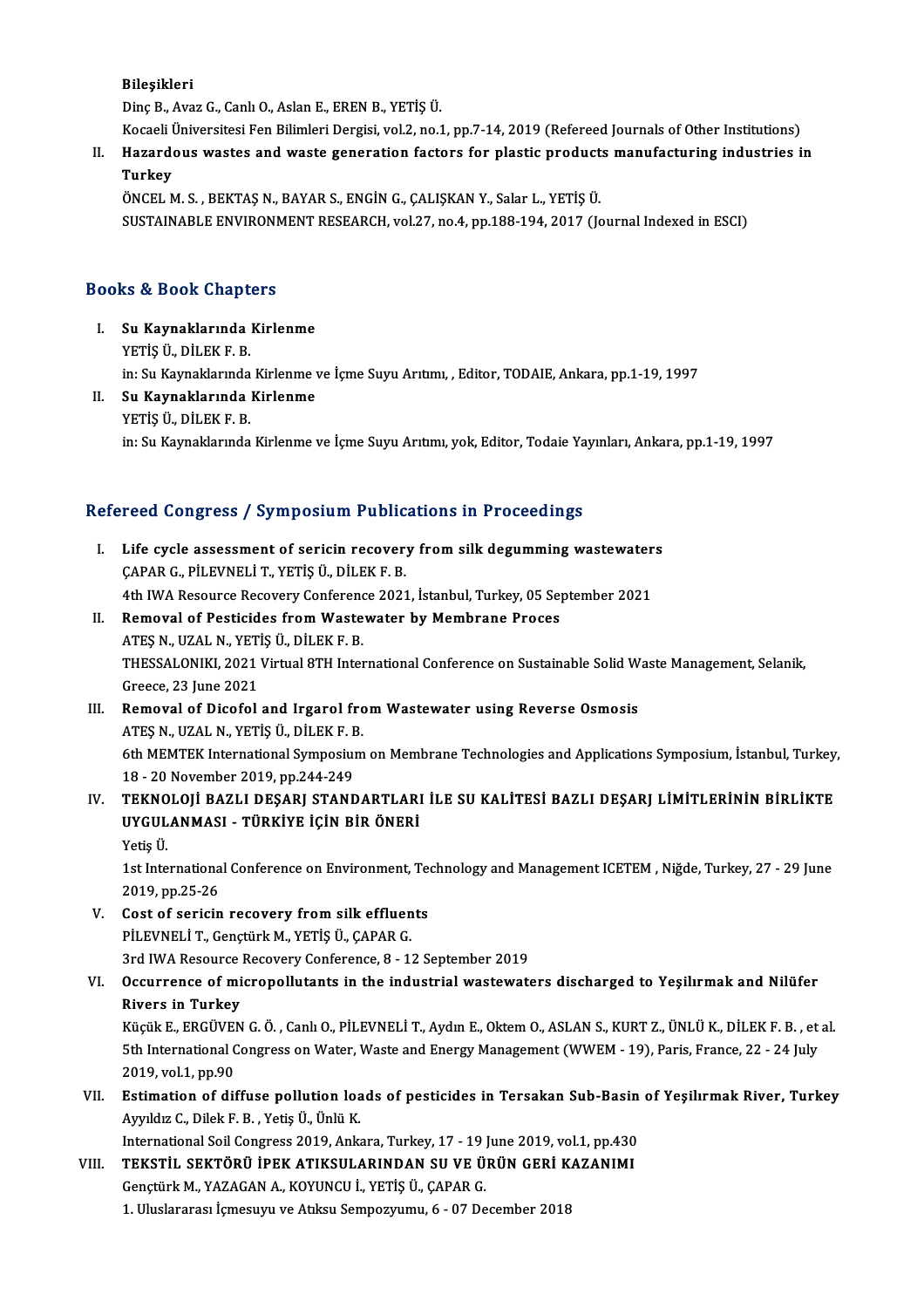**Bileşikleri**
Dinç B., Avaz G., Canlı O., Aslan E., EREN B., YETİŞ Ü.
Kocaeli Üniversitesi Fen Bilimleri Dergisi, vol.2, no.1, pp.7-14, 2019 (Refereed Journals of Other Institutions)

II. **Hazardous wastes and waste generation factors for plastic products manufacturing industries in Turkey**
ÖNCEL M. S. , BEKTAŞ N., BAYAR S., ENGİN G., ÇALIŞKAN Y., Salar L., YETİŞ Ü.
SUSTAINABLE ENVIRONMENT RESEARCH, vol.27, no.4, pp.188-194, 2017 (Journal Indexed in ESCI)

## Books & Book Chapters

I. **Su Kaynaklarında Kirlenme**
YETİŞ Ü., DİLEK F. B.
in: Su Kaynaklarında Kirlenme ve İçme Suyu Arıtımı, , Editor, TODAIE, Ankara, pp.1-19, 1997

II. **Su Kaynaklarında Kirlenme**
YETİŞ Ü., DİLEK F. B.
in: Su Kaynaklarında Kirlenme ve İçme Suyu Arıtımı, yok, Editor, Todaie Yayınları, Ankara, pp.1-19, 1997

## Refereed Congress / Symposium Publications in Proceedings

I. **Life cycle assessment of sericin recovery from silk degumming wastewaters**
ÇAPAR G., PİLEVNELİ T., YETİŞ Ü., DİLEK F. B.
4th IWA Resource Recovery Conference 2021, İstanbul, Turkey, 05 September 2021

II. **Removal of Pesticides from Wastewater by Membrane Proces**
ATEŞ N., UZAL N., YETİŞ Ü., DİLEK F. B.
THESSALONIKI, 2021 Virtual 8TH International Conference on Sustainable Solid Waste Management, Selanik, Greece, 23 June 2021

III. **Removal of Dicofol and Irgarol from Wastewater using Reverse Osmosis**
ATEŞ N., UZAL N., YETİŞ Ü., DİLEK F. B.
6th MEMTEK International Symposium on Membrane Technologies and Applications Symposium, İstanbul, Turkey, 18 - 20 November 2019, pp.244-249

IV. **TEKNOLOJİ BAZLI DEŞARJ STANDARTLARI İLE SU KALİTESİ BAZLI DEŞARJ LİMİTLERİNİN BİRLİKTE UYGULANMASI - TÜRKİYE İÇİN BİR ÖNERİ**
Yetiş Ü.
1st International Conference on Environment, Technology and Management ICETEM , Niğde, Turkey, 27 - 29 June 2019, pp.25-26

V. **Cost of sericin recovery from silk effluents**
PİLEVNELİ T., Gençtürk M., YETİŞ Ü., ÇAPAR G.
3rd IWA Resource Recovery Conference, 8 - 12 September 2019

VI. **Occurrence of micropollutants in the industrial wastewaters discharged to Yeşilırmak and Nilüfer Rivers in Turkey**
Küçük E., ERGÜVEN G. Ö. , Canlı O., PİLEVNELİ T., Aydın E., Oktem O., ASLAN S., KURT Z., ÜNLÜ K., DİLEK F. B. , et al.
5th International Congress on Water, Waste and Energy Management (WWEM - 19), Paris, France, 22 - 24 July 2019, vol.1, pp.90

VII. **Estimation of diffuse pollution loads of pesticides in Tersakan Sub-Basin of Yeşilırmak River, Turkey**
Ayyıldız C., Dilek F. B. , Yetiş Ü., Ünlü K.
International Soil Congress 2019, Ankara, Turkey, 17 - 19 June 2019, vol.1, pp.430

VIII. **TEKSTİL SEKTÖRÜ İPEK ATIKSULARINDAN SU VE ÜRÜN GERİ KAZANIMI**
Gençtürk M., YAZAGAN A., KOYUNCU İ., YETİŞ Ü., ÇAPAR G.
1. Uluslararası İçmesuyu ve Atıksu Sempozyumu, 6 - 07 December 2018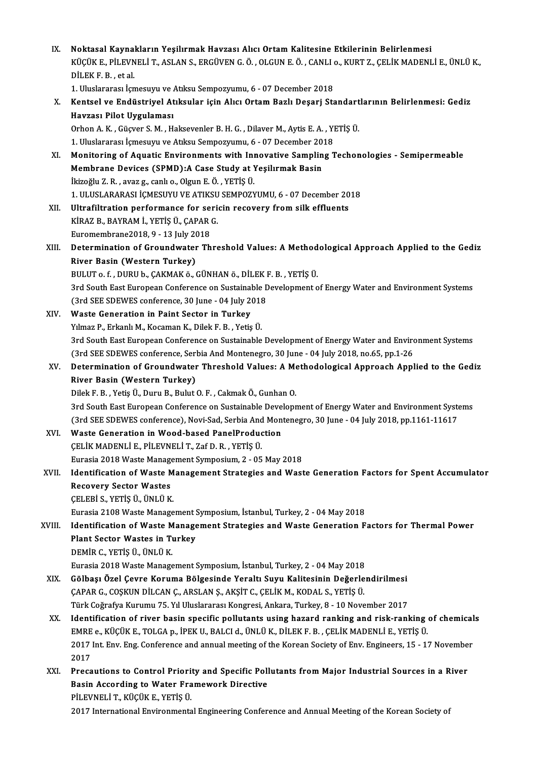IX. **Noktasal Kaynakların Yeşilırmak Havzası Alıcı Ortam Kalitesine Etkilerinin Belirlenmesi**
KÜÇÜK E., PİLEVNELİ T., ASLAN S., ERGÜVEN G. Ö. , OLGUN E. Ö. , CANLI o., KURT Z., ÇELİK MADENLİ E., ÜNLÜ K., DİLEK F. B. , et al.
1. Uluslararası İçmesuyu ve Atıksu Sempozyumu, 6 - 07 December 2018

X. **Kentsel ve Endüstriyel Atıksular için Alıcı Ortam Bazlı Deşarj Standartlarının Belirlenmesi: Gediz Havzası Pilot Uygulaması**
Orhon A. K. , Güçver S. M. , Haksevenler B. H. G. , Dilaver M., Aytis E. A. , YETİŞ Ü.
1. Uluslararası İçmesuyu ve Atıksu Sempozyumu, 6 - 07 December 2018

XI. **Monitoring of Aquatic Environments with Innovative Sampling Techonologies - Semipermeable Membrane Devices (SPMD):A Case Study at Yeşilırmak Basin**
İkizoğlu Z. R. , avaz g., canlı o., Olgun E. Ö. , YETİŞ Ü.
1. ULUSLARARASI İÇMESUYU VE ATIKSU SEMPOZYUMU, 6 - 07 December 2018

XII. **Ultrafiltration performance for sericin recovery from silk effluents**
KİRAZ B., BAYRAM İ., YETİŞ Ü., ÇAPAR G.
Euromembrane2018, 9 - 13 July 2018

XIII. **Determination of Groundwater Threshold Values: A Methodological Approach Applied to the Gediz River Basin (Western Turkey)**
BULUT o. f. , DURU b., ÇAKMAK ö., GÜNHAN ö., DİLEK F. B. , YETİŞ Ü.
3rd South East European Conference on Sustainable Development of Energy Water and Environment Systems (3rd SEE SDEWES conference, 30 June - 04 July 2018

XIV. **Waste Generation in Paint Sector in Turkey**
Yılmaz P., Erkanlı M., Kocaman K., Dilek F. B. , Yetiş Ü.
3rd South East European Conference on Sustainable Development of Energy Water and Environment Systems (3rd SEE SDEWES conference, Serbia And Montenegro, 30 June - 04 July 2018, no.65, pp.1-26

XV. **Determination of Groundwater Threshold Values: A Methodological Approach Applied to the Gediz River Basin (Western Turkey)**
Dilek F. B. , Yetiş Ü., Duru B., Bulut O. F. , Cakmak Ö., Gunhan O.
3rd South East European Conference on Sustainable Development of Energy Water and Environment Systems (3rd SEE SDEWES conference), Novi-Sad, Serbia And Montenegro, 30 June - 04 July 2018, pp.1161-11617

XVI. **Waste Generation in Wood-based PanelProduction**
ÇELİK MADENLİ E., PİLEVNELİ T., Zaf D. R. , YETİŞ Ü.
Eurasia 2018 Waste Management Symposium, 2 - 05 May 2018

XVII. **Identification of Waste Management Strategies and Waste Generation Factors for Spent Accumulator Recovery Sector Wastes**
ÇELEBİ S., YETİŞ Ü., ÜNLÜ K.
Eurasia 2108 Waste Management Symposium, İstanbul, Turkey, 2 - 04 May 2018

XVIII. **Identification of Waste Management Strategies and Waste Generation Factors for Thermal Power Plant Sector Wastes in Turkey**
DEMİR C., YETİŞ Ü., ÜNLÜ K.
Eurasia 2018 Waste Management Symposium, İstanbul, Turkey, 2 - 04 May 2018

XIX. **Gölbaşı Özel Çevre Koruma Bölgesinde Yeraltı Suyu Kalitesinin Değerlendirilmesi**
ÇAPAR G., COŞKUN DİLCAN Ç., ARSLAN Ş., AKŞİT C., ÇELİK M., KODAL S., YETİŞ Ü.
Türk Coğrafya Kurumu 75. Yıl Uluslararası Kongresi, Ankara, Turkey, 8 - 10 November 2017

XX. **Identification of river basin specific pollutants using hazard ranking and risk-ranking of chemicals**
EMRE e., KÜÇÜK E., TOLGA p., İPEK U., BALCI d., ÜNLÜ K., DİLEK F. B. , ÇELİK MADENLİ E., YETİŞ Ü.
2017 Int. Env. Eng. Conference and annual meeting of the Korean Society of Env. Engineers, 15 - 17 November 2017

XXI. **Precautions to Control Priority and Specific Pollutants from Major Industrial Sources in a River Basin According to Water Framework Directive**
PİLEVNELİ T., KÜÇÜK E., YETİŞ Ü.
2017 International Environmental Engineering Conference and Annual Meeting of the Korean Society of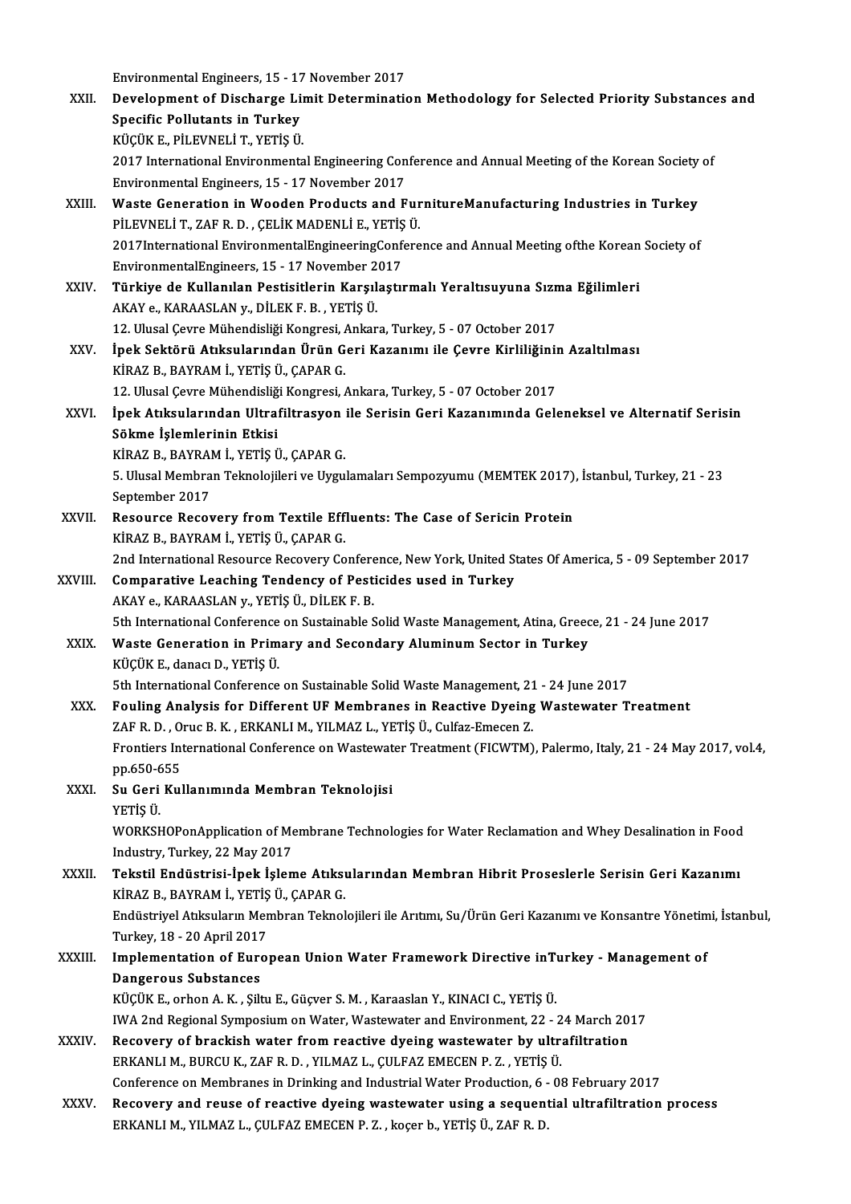Environmental Engineers, 15 - 17 November 2017

XXII. **Development of Discharge Limit Determination Methodology for Selected Priority Substances and Specific Pollutants in Turkey**
KÜÇÜK E., PİLEVNELİ T., YETİŞ Ü.
2017 International Environmental Engineering Conference and Annual Meeting of the Korean Society of Environmental Engineers, 15 - 17 November 2017

XXIII. **Waste Generation in Wooden Products and FurnitureManufacturing Industries in Turkey**
PİLEVNELİ T., ZAF R. D. , ÇELİK MADENLİ E., YETİŞ Ü.
2017International EnvironmentalEngineeringConference and Annual Meeting ofthe Korean Society of EnvironmentalEngineers, 15 - 17 November 2017

XXIV. **Türkiye de Kullanılan Pestisitlerin Karşılaştırmalı Yeraltısuyuna Sızma Eğilimleri**
AKAY e., KARAASLAN y., DİLEK F. B. , YETİŞ Ü.
12. Ulusal Çevre Mühendisliği Kongresi, Ankara, Turkey, 5 - 07 October 2017

XXV. **İpek Sektörü Atıksularından Ürün Geri Kazanımı ile Çevre Kirliliğinin Azaltılması**
KİRAZ B., BAYRAM İ., YETİŞ Ü., ÇAPAR G.
12. Ulusal Çevre Mühendisliği Kongresi, Ankara, Turkey, 5 - 07 October 2017

XXVI. **İpek Atıksularından Ultrafiltrasyon ile Serisin Geri Kazanımında Geleneksel ve Alternatif Serisin Sökme İşlemlerinin Etkisi**
KİRAZ B., BAYRAM İ., YETİŞ Ü., ÇAPAR G.
5. Ulusal Membran Teknolojileri ve Uygulamaları Sempozyumu (MEMTEK 2017), İstanbul, Turkey, 21 - 23 September 2017

XXVII. **Resource Recovery from Textile Effluents: The Case of Sericin Protein**
KİRAZ B., BAYRAM İ., YETİŞ Ü., ÇAPAR G.
2nd International Resource Recovery Conference, New York, United States Of America, 5 - 09 September 2017

XXVIII. **Comparative Leaching Tendency of Pesticides used in Turkey**
AKAY e., KARAASLAN y., YETİŞ Ü., DİLEK F. B.
5th International Conference on Sustainable Solid Waste Management, Atina, Greece, 21 - 24 June 2017

XXIX. **Waste Generation in Primary and Secondary Aluminum Sector in Turkey**
KÜÇÜK E., danacı D., YETİŞ Ü.
5th International Conference on Sustainable Solid Waste Management, 21 - 24 June 2017

XXX. **Fouling Analysis for Different UF Membranes in Reactive Dyeing Wastewater Treatment**
ZAF R. D. , Oruc B. K. , ERKANLI M., YILMAZ L., YETİŞ Ü., Culfaz-Emecen Z.
Frontiers International Conference on Wastewater Treatment (FICWTM), Palermo, Italy, 21 - 24 May 2017, vol.4, pp.650-655

XXXI. **Su Geri Kullanımında Membran Teknolojisi**
YETİŞ Ü.
WORKSHOPonApplication of Membrane Technologies for Water Reclamation and Whey Desalination in Food Industry, Turkey, 22 May 2017

XXXII. **Tekstil Endüstrisi-İpek İşleme Atıksularından Membran Hibrit Proseslerle Serisin Geri Kazanımı**
KİRAZ B., BAYRAM İ., YETİŞ Ü., ÇAPAR G.
Endüstriyel Atıksuların Membran Teknolojileri ile Arıtımı, Su/Ürün Geri Kazanımı ve Konsantre Yönetimi, İstanbul, Turkey, 18 - 20 April 2017

XXXIII. **Implementation of European Union Water Framework Directive inTurkey - Management of Dangerous Substances**
KÜÇÜK E., orhon A. K. , Şiltu E., Güçver S. M. , Karaaslan Y., KINACI C., YETİŞ Ü.
IWA 2nd Regional Symposium on Water, Wastewater and Environment, 22 - 24 March 2017

XXXIV. **Recovery of brackish water from reactive dyeing wastewater by ultrafiltration**
ERKANLI M., BURCU K., ZAF R. D. , YILMAZ L., ÇULFAZ EMECEN P. Z. , YETİŞ Ü.
Conference on Membranes in Drinking and Industrial Water Production, 6 - 08 February 2017

XXXV. **Recovery and reuse of reactive dyeing wastewater using a sequential ultrafiltration process**
ERKANLI M., YILMAZ L., ÇULFAZ EMECEN P. Z. , koçer b., YETİŞ Ü., ZAF R. D.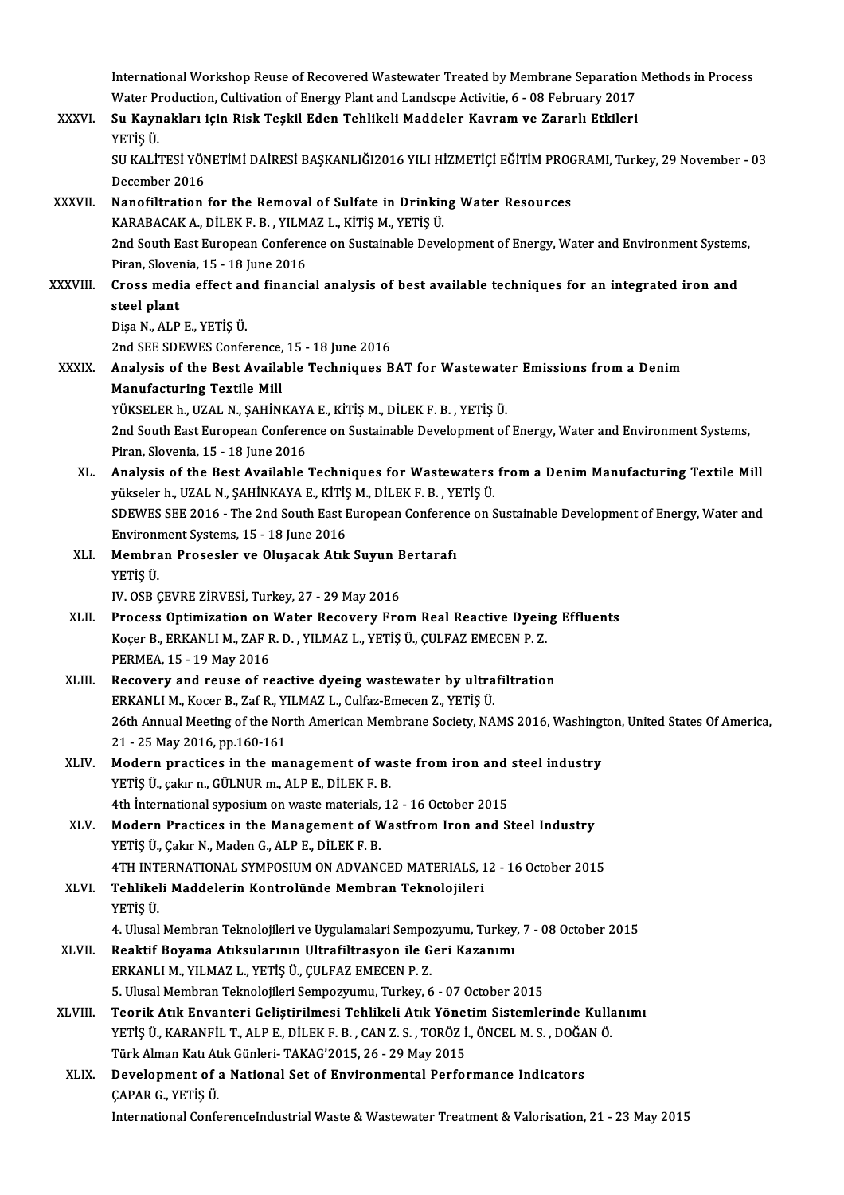International Workshop Reuse of Recovered Wastewater Treated by Membrane Separation Methods in Process Water Production, Cultivation of Energy Plant and Landscpe Activitie, 6 - 08 February 2017

XXXVI. **Su Kaynakları için Risk Teşkil Eden Tehlikeli Maddeler Kavram ve Zararlı Etkileri**
YETİŞ Ü.
SU KALİTESİ YÖNETİMİ DAİRESİ BAŞKANLIĞI2016 YILI HİZMETİÇİ EĞİTİM PROGRAMI, Turkey, 29 November - 03 December 2016

XXXVII. **Nanofiltration for the Removal of Sulfate in Drinking Water Resources**
KARABACAK A., DİLEK F. B. , YILMAZ L., KİTİŞ M., YETİŞ Ü.
2nd South East European Conference on Sustainable Development of Energy, Water and Environment Systems, Piran, Slovenia, 15 - 18 June 2016

XXXVIII. **Cross media effect and financial analysis of best available techniques for an integrated iron and steel plant**
Dişa N., ALP E., YETİŞ Ü.
2nd SEE SDEWES Conference, 15 - 18 June 2016

XXXIX. **Analysis of the Best Available Techniques BAT for Wastewater Emissions from a Denim Manufacturing Textile Mill**
YÜKSELER h., UZAL N., ŞAHİNKAYA E., KİTİŞ M., DİLEK F. B. , YETİŞ Ü.
2nd South East European Conference on Sustainable Development of Energy, Water and Environment Systems, Piran, Slovenia, 15 - 18 June 2016

XL. **Analysis of the Best Available Techniques for Wastewaters from a Denim Manufacturing Textile Mill**
yükseler h., UZAL N., ŞAHİNKAYA E., KİTİŞ M., DİLEK F. B. , YETİŞ Ü.
SDEWES SEE 2016 - The 2nd South East European Conference on Sustainable Development of Energy, Water and Environment Systems, 15 - 18 June 2016

XLI. **Membran Prosesler ve Oluşacak Atık Suyun Bertarafı**
YETİŞ Ü.
IV. OSB ÇEVRE ZİRVESİ, Turkey, 27 - 29 May 2016

XLII. **Process Optimization on Water Recovery From Real Reactive Dyeing Effluents**
Koçer B., ERKANLI M., ZAF R. D. , YILMAZ L., YETİŞ Ü., ÇULFAZ EMECEN P. Z.
PERMEA, 15 - 19 May 2016

XLIII. **Recovery and reuse of reactive dyeing wastewater by ultrafiltration**
ERKANLI M., Kocer B., Zaf R., YILMAZ L., Culfaz-Emecen Z., YETİŞ Ü.
26th Annual Meeting of the North American Membrane Society, NAMS 2016, Washington, United States Of America, 21 - 25 May 2016, pp.160-161

XLIV. **Modern practices in the management of waste from iron and steel industry**
YETİŞ Ü., çakır n., GÜLNUR m., ALP E., DİLEK F. B.
4th İnternational syposium on waste materials, 12 - 16 October 2015

XLV. **Modern Practices in the Management of Wastfrom Iron and Steel Industry**
YETİŞ Ü., Çakır N., Maden G., ALP E., DİLEK F. B.
4TH INTERNATIONAL SYMPOSIUM ON ADVANCED MATERIALS, 12 - 16 October 2015

XLVI. **Tehlikeli Maddelerin Kontrolünde Membran Teknolojileri**
YETİŞ Ü.
4. Ulusal Membran Teknolojileri ve Uygulamalari Sempozyumu, Turkey, 7 - 08 October 2015

XLVII. **Reaktif Boyama Atıksularının Ultrafiltrasyon ile Geri Kazanımı**
ERKANLI M., YILMAZ L., YETİŞ Ü., ÇULFAZ EMECEN P. Z.
5. Ulusal Membran Teknolojileri Sempozyumu, Turkey, 6 - 07 October 2015

XLVIII. **Teorik Atık Envanteri Geliştirilmesi Tehlikeli Atık Yönetim Sistemlerinde Kullanımı**
YETİŞ Ü., KARANFİL T., ALP E., DİLEK F. B. , CAN Z. S. , TORÖZ İ., ÖNCEL M. S. , DOĞAN Ö.
Türk Alman Katı Atık Günleri- TAKAG'2015, 26 - 29 May 2015

XLIX. **Development of a National Set of Environmental Performance Indicators**
ÇAPAR G., YETİŞ Ü.
International ConferenceIndustrial Waste & Wastewater Treatment & Valorisation, 21 - 23 May 2015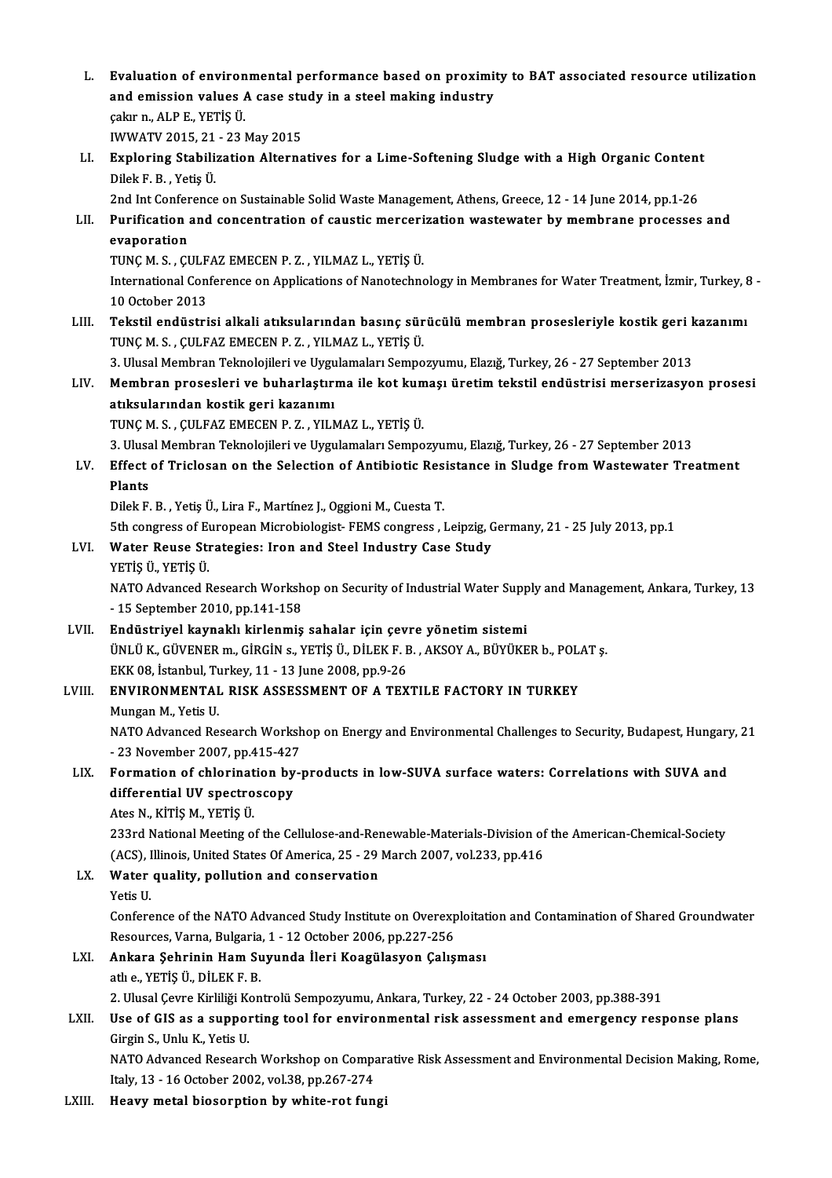L. **Evaluation of environmental performance based on proximity to BAT associated resource utilization and emission values A case study in a steel making industry**
çakır n., ALP E., YETİŞ Ü.
IWWATV 2015, 21 - 23 May 2015

LI. **Exploring Stabilization Alternatives for a Lime-Softening Sludge with a High Organic Content**
Dilek F. B. , Yetiş Ü.
2nd Int Conference on Sustainable Solid Waste Management, Athens, Greece, 12 - 14 June 2014, pp.1-26

LII. **Purification and concentration of caustic mercerization wastewater by membrane processes and evaporation**
TUNÇ M. S. , ÇULFAZ EMECEN P. Z. , YILMAZ L., YETİŞ Ü.
International Conference on Applications of Nanotechnology in Membranes for Water Treatment, İzmir, Turkey, 8 - 10 October 2013

LIII. **Tekstil endüstrisi alkali atıksularından basınç sürücülü membran prosesleriyle kostik geri kazanımı**
TUNÇ M. S. , ÇULFAZ EMECEN P. Z. , YILMAZ L., YETİŞ Ü.
3. Ulusal Membran Teknolojileri ve Uygulamaları Sempozyumu, Elazığ, Turkey, 26 - 27 September 2013

LIV. **Membran prosesleri ve buharlaştırma ile kot kumaşı üretim tekstil endüstrisi merserizasyon prosesi atıksularından kostik geri kazanımı**
TUNÇ M. S. , ÇULFAZ EMECEN P. Z. , YILMAZ L., YETİŞ Ü.
3. Ulusal Membran Teknolojileri ve Uygulamaları Sempozyumu, Elazığ, Turkey, 26 - 27 September 2013

LV. **Effect of Triclosan on the Selection of Antibiotic Resistance in Sludge from Wastewater Treatment Plants**
Dilek F. B. , Yetiş Ü., Lira F., Martínez J., Oggioni M., Cuesta T.
5th congress of European Microbiologist- FEMS congress , Leipzig, Germany, 21 - 25 July 2013, pp.1

LVI. **Water Reuse Strategies: Iron and Steel Industry Case Study**
YETİŞ Ü., YETİŞ Ü.
NATO Advanced Research Workshop on Security of Industrial Water Supply and Management, Ankara, Turkey, 13 - 15 September 2010, pp.141-158

LVII. **Endüstriyel kaynaklı kirlenmiş sahalar için çevre yönetim sistemi**
ÜNLÜ K., GÜVENER m., GİRGİN s., YETİŞ Ü., DİLEK F. B. , AKSOY A., BÜYÜKER b., POLAT ş.
EKK 08, İstanbul, Turkey, 11 - 13 June 2008, pp.9-26

LVIII. **ENVIRONMENTAL RISK ASSESSMENT OF A TEXTILE FACTORY IN TURKEY**
Mungan M., Yetis U.
NATO Advanced Research Workshop on Energy and Environmental Challenges to Security, Budapest, Hungary, 21 - 23 November 2007, pp.415-427

LIX. **Formation of chlorination by-products in low-SUVA surface waters: Correlations with SUVA and differential UV spectroscopy**
Ates N., KİTİŞ M., YETİŞ Ü.
233rd National Meeting of the Cellulose-and-Renewable-Materials-Division of the American-Chemical-Society (ACS), Illinois, United States Of America, 25 - 29 March 2007, vol.233, pp.416

LX. **Water quality, pollution and conservation**
Yetis U.
Conference of the NATO Advanced Study Institute on Overexploitation and Contamination of Shared Groundwater Resources, Varna, Bulgaria, 1 - 12 October 2006, pp.227-256

LXI. **Ankara Şehrinin Ham Suyunda İleri Koagülasyon Çalışması**
atlı e., YETİŞ Ü., DİLEK F. B.
2. Ulusal Çevre Kirliliği Kontrolü Sempozyumu, Ankara, Turkey, 22 - 24 October 2003, pp.388-391

LXII. **Use of GIS as a supporting tool for environmental risk assessment and emergency response plans**
Girgin S., Unlu K., Yetis U.
NATO Advanced Research Workshop on Comparative Risk Assessment and Environmental Decision Making, Rome, Italy, 13 - 16 October 2002, vol.38, pp.267-274

LXIII. **Heavy metal biosorption by white-rot fungi**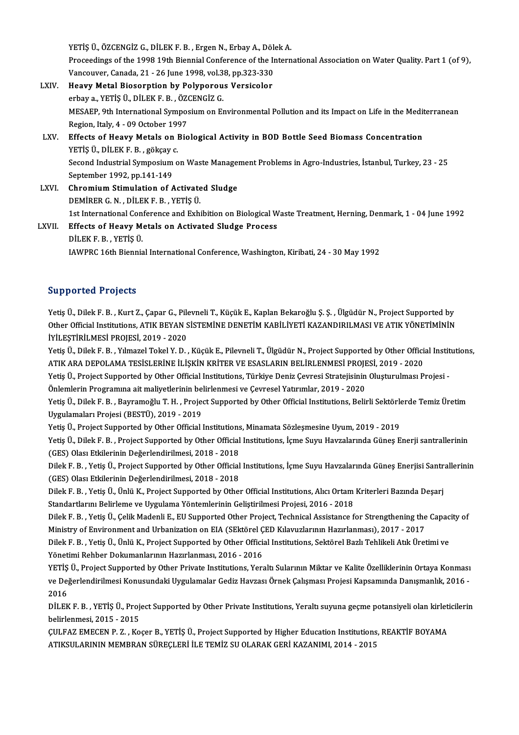YETİŞ Ü., ÖZCENGİZ G., DİLEK F. B. , Ergen N., Erbay A., Dölek A.
Proceedings of the 1998 19th Biennial Conference of the International Association on Water Quality. Part 1 (of 9), Vancouver, Canada, 21 - 26 June 1998, vol.38, pp.323-330

LXIV. **Heavy Metal Biosorption by Polyporous Versicolor**
erbay a., YETİŞ Ü., DİLEK F. B. , ÖZCENGİZ G.
MESAEP, 9th International Symposium on Environmental Pollution and its Impact on Life in the Mediterranean Region, Italy, 4 - 09 October 1997

LXV. **Effects of Heavy Metals on Biological Activity in BOD Bottle Seed Biomass Concentration**
YETİŞ Ü., DİLEK F. B. , gökçay c.
Second Industrial Symposium on Waste Management Problems in Agro-Industries, İstanbul, Turkey, 23 - 25 September 1992, pp.141-149

LXVI. **Chromium Stimulation of Activated Sludge**
DEMİRER G. N. , DİLEK F. B. , YETİŞ Ü.
1st International Conference and Exhibition on Biological Waste Treatment, Herning, Denmark, 1 - 04 June 1992

LXVII. **Effects of Heavy Metals on Activated Sludge Process**
DİLEK F. B. , YETİŞ Ü.
IAWPRC 16th Biennial International Conference, Washington, Kiribati, 24 - 30 May 1992

## Supported Projects

Yetiş Ü., Dilek F. B. , Kurt Z., Çapar G., Pilevneli T., Küçük E., Kaplan Bekaroğlu Ş. Ş. , Ülgüdür N., Project Supported by Other Official Institutions, ATIK BEYAN SİSTEMİNE DENETİM KABİLİYETİ KAZANDIRILMASI VE ATIK YÖNETİMİNİN İYİLEŞTİRİLMESİ PROJESİ, 2019 - 2020

Yetiş Ü., Dilek F. B. , Yılmazel Tokel Y. D. , Küçük E., Pilevneli T., Ülgüdür N., Project Supported by Other Official Institutions, ATIK ARA DEPOLAMA TESİSLERİNE İLİŞKİN KRİTER VE ESASLARIN BELİRLENMESİ PROJESİ, 2019 - 2020

Yetiş Ü., Project Supported by Other Official Institutions, Türkiye Deniz Çevresi Stratejisinin Oluşturulması Projesi - Önlemlerin Programına ait maliyetlerinin belirlenmesi ve Çevresel Yatırımlar, 2019 - 2020

Yetiş Ü., Dilek F. B. , Bayramoğlu T. H. , Project Supported by Other Official Institutions, Belirli Sektörlerde Temiz Üretim Uygulamaları Projesi (BESTÜ), 2019 - 2019

Yetiş Ü., Project Supported by Other Official Institutions, Minamata Sözleşmesine Uyum, 2019 - 2019

Yetiş Ü., Dilek F. B. , Project Supported by Other Official Institutions, İçme Suyu Havzalarında Güneş Enerji santrallerinin (GES) Olası Etkilerinin Değerlendirilmesi, 2018 - 2018

Dilek F. B. , Yetiş Ü., Project Supported by Other Official Institutions, İçme Suyu Havzalarında Güneş Enerjisi Santrallerinin (GES) Olası Etkilerinin Değerlendirilmesi, 2018 - 2018

Dilek F. B. , Yetiş Ü., Ünlü K., Project Supported by Other Official Institutions, Alıcı Ortam Kriterleri Bazında Deşarj Standartlarını Belirleme ve Uygulama Yöntemlerinin Geliştirilmesi Projesi, 2016 - 2018

Dilek F. B. , Yetiş Ü., Çelik Madenli E., EU Supported Other Project, Technical Assistance for Strengthening the Capacity of Ministry of Environment and Urbanization on EIA (SEktörel ÇED Kılavuzlarının Hazırlanması), 2017 - 2017

Dilek F. B. , Yetiş Ü., Ünlü K., Project Supported by Other Official Institutions, Sektörel Bazlı Tehlikeli Atık Üretimi ve Yönetimi Rehber Dokumanlarının Hazırlanması, 2016 - 2016

YETİŞ Ü., Project Supported by Other Private Institutions, Yeraltı Sularının Miktar ve Kalite Özelliklerinin Ortaya Konması ve Değerlendirilmesi Konusundaki Uygulamalar Gediz Havzası Örnek Çalışması Projesi Kapsamında Danışmanlık, 2016 - 2016

DİLEK F. B. , YETİŞ Ü., Project Supported by Other Private Institutions, Yeraltı suyuna geçme potansiyeli olan kirleticilerin belirlenmesi, 2015 - 2015

ÇULFAZ EMECEN P. Z. , Koçer B., YETİŞ Ü., Project Supported by Higher Education Institutions, REAKTİF BOYAMA ATIKSULARININ MEMBRAN SÜREÇLERİ İLE TEMİZ SU OLARAK GERİ KAZANIMI, 2014 - 2015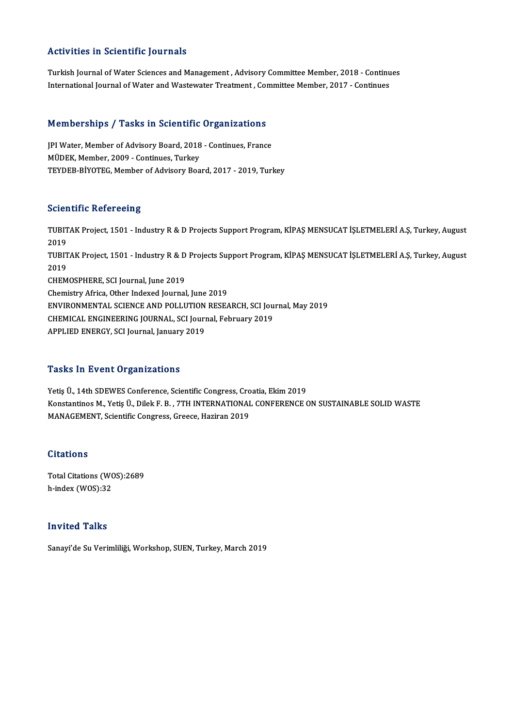## Activities in Scientific Journals

Turkish Journal of Water Sciences and Management , Advisory Committee Member, 2018 - Continues
International Journal of Water and Wastewater Treatment , Committee Member, 2017 - Continues

## Memberships / Tasks in Scientific Organizations

JPI Water, Member of Advisory Board, 2018 - Continues, France
MÜDEK, Member, 2009 - Continues, Turkey
TEYDEB-BİYOTEG, Member of Advisory Board, 2017 - 2019, Turkey

## Scientific Refereeing

TUBITAK Project, 1501 - Industry R & D Projects Support Program, KİPAŞ MENSUCAT İŞLETMELERİ A.Ş, Turkey, August 2019
TUBITAK Project, 1501 - Industry R & D Projects Support Program, KİPAŞ MENSUCAT İŞLETMELERİ A.Ş, Turkey, August 2019
CHEMOSPHERE, SCI Journal, June 2019
Chemistry Africa, Other Indexed Journal, June 2019
ENVIRONMENTAL SCIENCE AND POLLUTION RESEARCH, SCI Journal, May 2019
CHEMICAL ENGINEERING JOURNAL, SCI Journal, February 2019
APPLIED ENERGY, SCI Journal, January 2019

## Tasks In Event Organizations

Yetiş Ü., 14th SDEWES Conference, Scientific Congress, Croatia, Ekim 2019
Konstantinos M., Yetiş Ü., Dilek F. B. , 7TH INTERNATIONAL CONFERENCE ON SUSTAINABLE SOLID WASTE MANAGEMENT, Scientific Congress, Greece, Haziran 2019

## Citations

Total Citations (WOS):2689
h-index (WOS):32

## Invited Talks

Sanayi'de Su Verimliliği, Workshop, SUEN, Turkey, March 2019